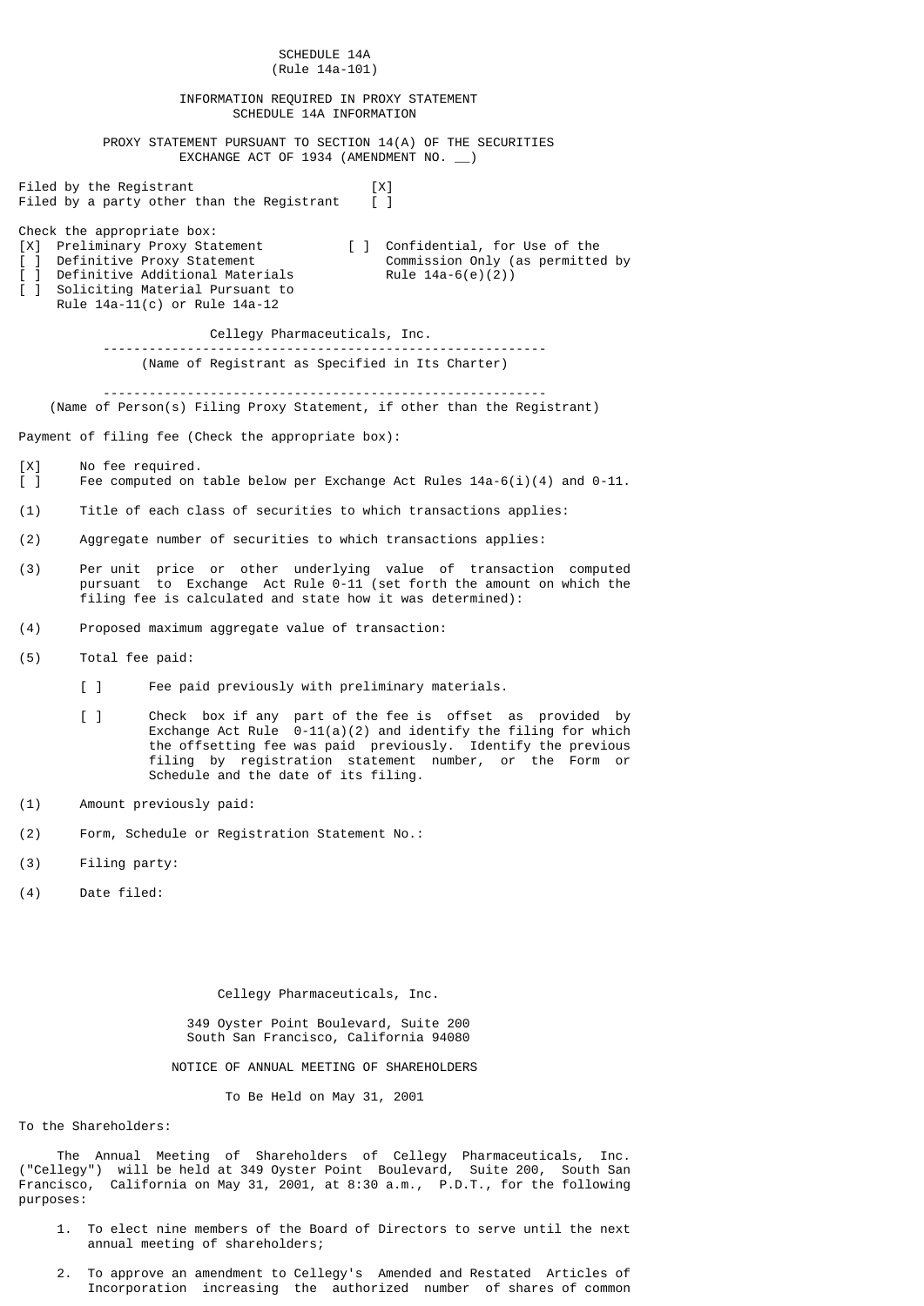SCHEDULE 14A
(Rule 14a-101)

INFORMATION REQUIRED IN PROXY STATEMENT
SCHEDULE 14A INFORMATION

PROXY STATEMENT PURSUANT TO SECTION 14(A) OF THE SECURITIES
EXCHANGE ACT OF 1934 (AMENDMENT NO. __)

Filed by the Registrant [X]
Filed by a party other than the Registrant [ ]

Check the appropriate box:

[X] Preliminary Proxy Statement
[ ] Confidential, for Use of the Commission Only (as permitted by Rule 14a-6(e)(2))
[ ] Definitive Proxy Statement
[ ] Definitive Additional Materials
[ ] Soliciting Material Pursuant to Rule 14a-11(c) or Rule 14a-12

Cellegy Pharmaceuticals, Inc.

---

(Name of Registrant as Specified in Its Charter)

---

(Name of Person(s) Filing Proxy Statement, if other than the Registrant)

Payment of filing fee (Check the appropriate box):

[X] No fee required.
[ ] Fee computed on table below per Exchange Act Rules 14a-6(i)(4) and 0-11.

(1) Title of each class of securities to which transactions applies:

(2) Aggregate number of securities to which transactions applies:

(3) Per unit price or other underlying value of transaction computed pursuant to Exchange Act Rule 0-11 (set forth the amount on which the filing fee is calculated and state how it was determined):

(4) Proposed maximum aggregate value of transaction:

(5) Total fee paid:

[ ] Fee paid previously with preliminary materials.

[ ] Check box if any part of the fee is offset as provided by Exchange Act Rule 0-11(a)(2) and identify the filing for which the offsetting fee was paid previously. Identify the previous filing by registration statement number, or the Form or Schedule and the date of its filing.

(1) Amount previously paid:

(2) Form, Schedule or Registration Statement No.:

(3) Filing party:

(4) Date filed:

Cellegy Pharmaceuticals, Inc.

349 Oyster Point Boulevard, Suite 200
South San Francisco, California 94080

NOTICE OF ANNUAL MEETING OF SHAREHOLDERS

To Be Held on May 31, 2001

To the Shareholders:

The Annual Meeting of Shareholders of Cellegy Pharmaceuticals, Inc. ("Cellegy") will be held at 349 Oyster Point Boulevard, Suite 200, South San Francisco, California on May 31, 2001, at 8:30 a.m., P.D.T., for the following purposes:

1. To elect nine members of the Board of Directors to serve until the next annual meeting of shareholders;

2. To approve an amendment to Cellegy's Amended and Restated Articles of Incorporation increasing the authorized number of shares of common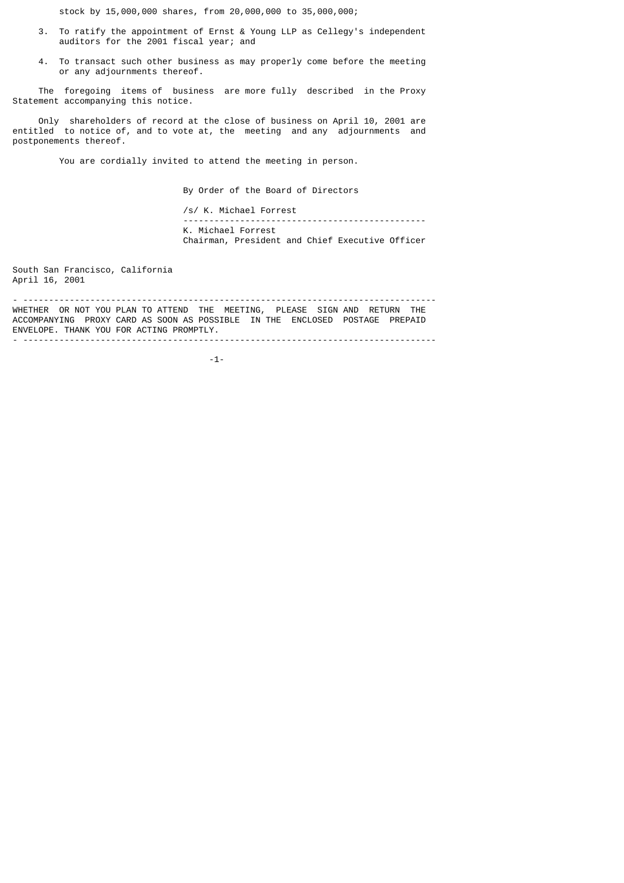stock by 15,000,000 shares, from 20,000,000 to 35,000,000;

3. To ratify the appointment of Ernst & Young LLP as Cellegy's independent auditors for the 2001 fiscal year; and

4. To transact such other business as may properly come before the meeting or any adjournments thereof.

The foregoing items of business are more fully described in the Proxy Statement accompanying this notice.

Only shareholders of record at the close of business on April 10, 2001 are entitled to notice of, and to vote at, the meeting and any adjournments and postponements thereof.

You are cordially invited to attend the meeting in person.

By Order of the Board of Directors

/s/ K. Michael Forrest

---

K. Michael Forrest
Chairman, President and Chief Executive Officer

South San Francisco, California
April 16, 2001

---

WHETHER OR NOT YOU PLAN TO ATTEND THE MEETING, PLEASE SIGN AND RETURN THE ACCOMPANYING PROXY CARD AS SOON AS POSSIBLE IN THE ENCLOSED POSTAGE PREPAID ENVELOPE. THANK YOU FOR ACTING PROMPTLY.

---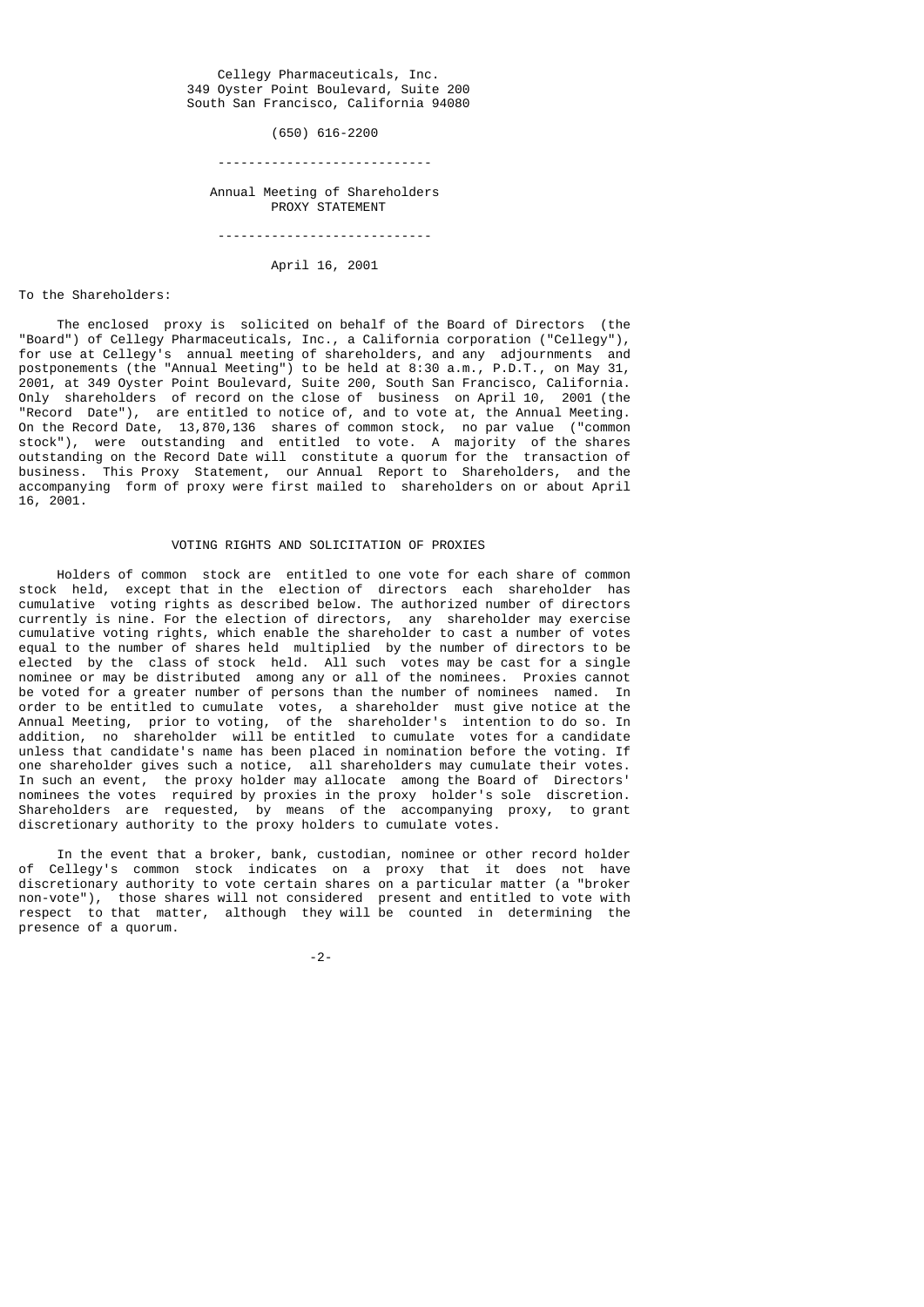Cellegy Pharmaceuticals, Inc.
349 Oyster Point Boulevard, Suite 200
South San Francisco, California 94080

(650) 616-2200

---

Annual Meeting of Shareholders
PROXY STATEMENT

---

April 16, 2001

To the Shareholders:

The enclosed proxy is solicited on behalf of the Board of Directors (the "Board") of Cellegy Pharmaceuticals, Inc., a California corporation ("Cellegy"), for use at Cellegy's annual meeting of shareholders, and any adjournments and postponements (the "Annual Meeting") to be held at 8:30 a.m., P.D.T., on May 31, 2001, at 349 Oyster Point Boulevard, Suite 200, South San Francisco, California. Only shareholders of record on the close of business on April 10, 2001 (the "Record Date"), are entitled to notice of, and to vote at, the Annual Meeting. On the Record Date, 13,870,136 shares of common stock, no par value ("common stock"), were outstanding and entitled to vote. A majority of the shares outstanding on the Record Date will constitute a quorum for the transaction of business. This Proxy Statement, our Annual Report to Shareholders, and the accompanying form of proxy were first mailed to shareholders on or about April 16, 2001.

## VOTING RIGHTS AND SOLICITATION OF PROXIES

Holders of common stock are entitled to one vote for each share of common stock held, except that in the election of directors each shareholder has cumulative voting rights as described below. The authorized number of directors currently is nine. For the election of directors, any shareholder may exercise cumulative voting rights, which enable the shareholder to cast a number of votes equal to the number of shares held multiplied by the number of directors to be elected by the class of stock held. All such votes may be cast for a single nominee or may be distributed among any or all of the nominees. Proxies cannot be voted for a greater number of persons than the number of nominees named. In order to be entitled to cumulate votes, a shareholder must give notice at the Annual Meeting, prior to voting, of the shareholder's intention to do so. In addition, no shareholder will be entitled to cumulate votes for a candidate unless that candidate's name has been placed in nomination before the voting. If one shareholder gives such a notice, all shareholders may cumulate their votes. In such an event, the proxy holder may allocate among the Board of Directors' nominees the votes required by proxies in the proxy holder's sole discretion. Shareholders are requested, by means of the accompanying proxy, to grant discretionary authority to the proxy holders to cumulate votes.

In the event that a broker, bank, custodian, nominee or other record holder of Cellegy's common stock indicates on a proxy that it does not have discretionary authority to vote certain shares on a particular matter (a "broker non-vote"), those shares will not considered present and entitled to vote with respect to that matter, although they will be counted in determining the presence of a quorum.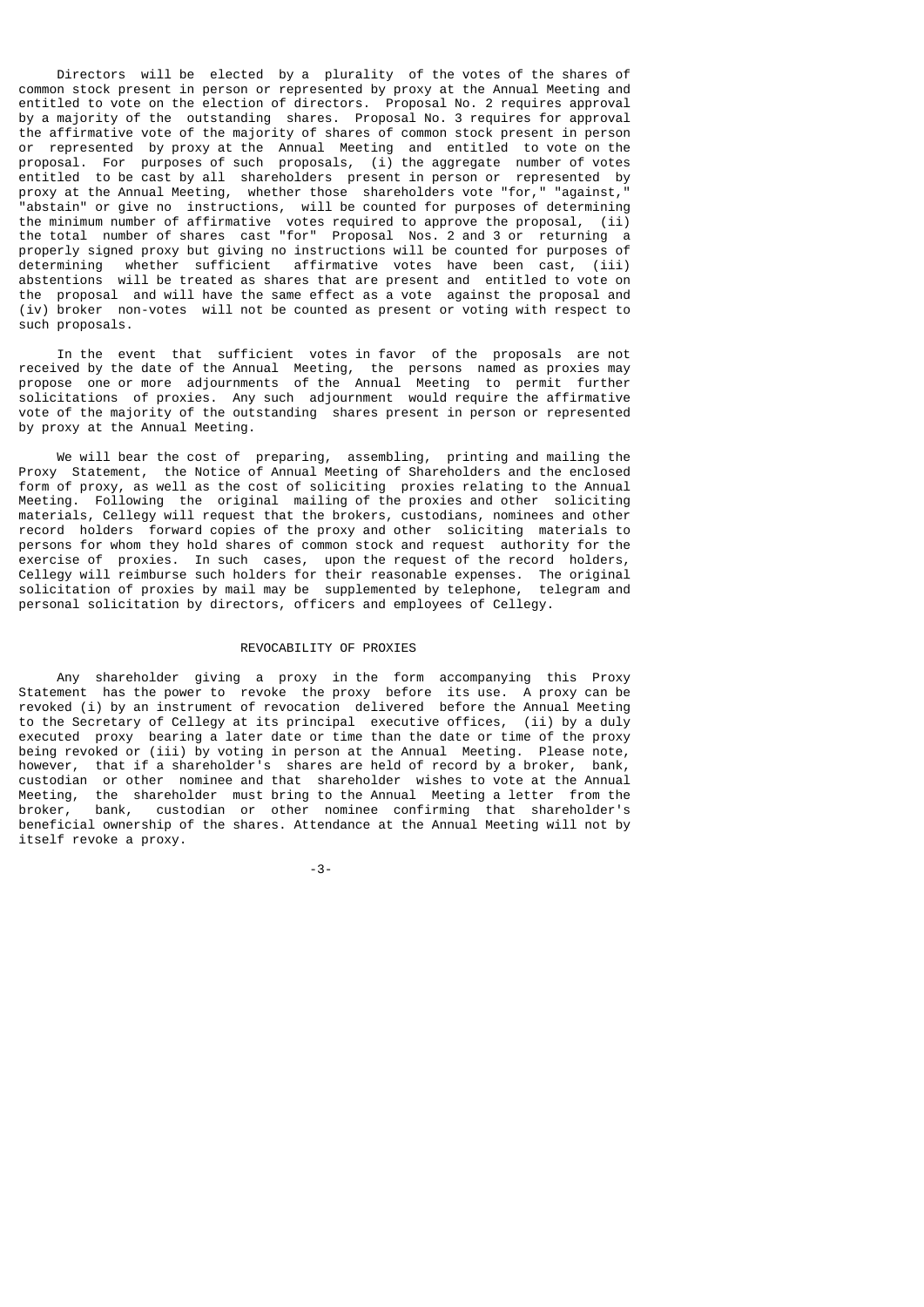Directors will be elected by a plurality of the votes of the shares of common stock present in person or represented by proxy at the Annual Meeting and entitled to vote on the election of directors. Proposal No. 2 requires approval by a majority of the outstanding shares. Proposal No. 3 requires for approval the affirmative vote of the majority of shares of common stock present in person or represented by proxy at the Annual Meeting and entitled to vote on the proposal. For purposes of such proposals, (i) the aggregate number of votes entitled to be cast by all shareholders present in person or represented by proxy at the Annual Meeting, whether those shareholders vote "for," "against," "abstain" or give no instructions, will be counted for purposes of determining the minimum number of affirmative votes required to approve the proposal, (ii) the total number of shares cast "for" Proposal Nos. 2 and 3 or returning a properly signed proxy but giving no instructions will be counted for purposes of determining whether sufficient affirmative votes have been cast, (iii) abstentions will be treated as shares that are present and entitled to vote on the proposal and will have the same effect as a vote against the proposal and (iv) broker non-votes will not be counted as present or voting with respect to such proposals.

In the event that sufficient votes in favor of the proposals are not received by the date of the Annual Meeting, the persons named as proxies may propose one or more adjournments of the Annual Meeting to permit further solicitations of proxies. Any such adjournment would require the affirmative vote of the majority of the outstanding shares present in person or represented by proxy at the Annual Meeting.

We will bear the cost of preparing, assembling, printing and mailing the Proxy Statement, the Notice of Annual Meeting of Shareholders and the enclosed form of proxy, as well as the cost of soliciting proxies relating to the Annual Meeting. Following the original mailing of the proxies and other soliciting materials, Cellegy will request that the brokers, custodians, nominees and other record holders forward copies of the proxy and other soliciting materials to persons for whom they hold shares of common stock and request authority for the exercise of proxies. In such cases, upon the request of the record holders, Cellegy will reimburse such holders for their reasonable expenses. The original solicitation of proxies by mail may be supplemented by telephone, telegram and personal solicitation by directors, officers and employees of Cellegy.

## REVOCABILITY OF PROXIES

Any shareholder giving a proxy in the form accompanying this Proxy Statement has the power to revoke the proxy before its use. A proxy can be revoked (i) by an instrument of revocation delivered before the Annual Meeting to the Secretary of Cellegy at its principal executive offices, (ii) by a duly executed proxy bearing a later date or time than the date or time of the proxy being revoked or (iii) by voting in person at the Annual Meeting. Please note, however, that if a shareholder's shares are held of record by a broker, bank, custodian or other nominee and that shareholder wishes to vote at the Annual Meeting, the shareholder must bring to the Annual Meeting a letter from the broker, bank, custodian or other nominee confirming that shareholder's beneficial ownership of the shares. Attendance at the Annual Meeting will not by itself revoke a proxy.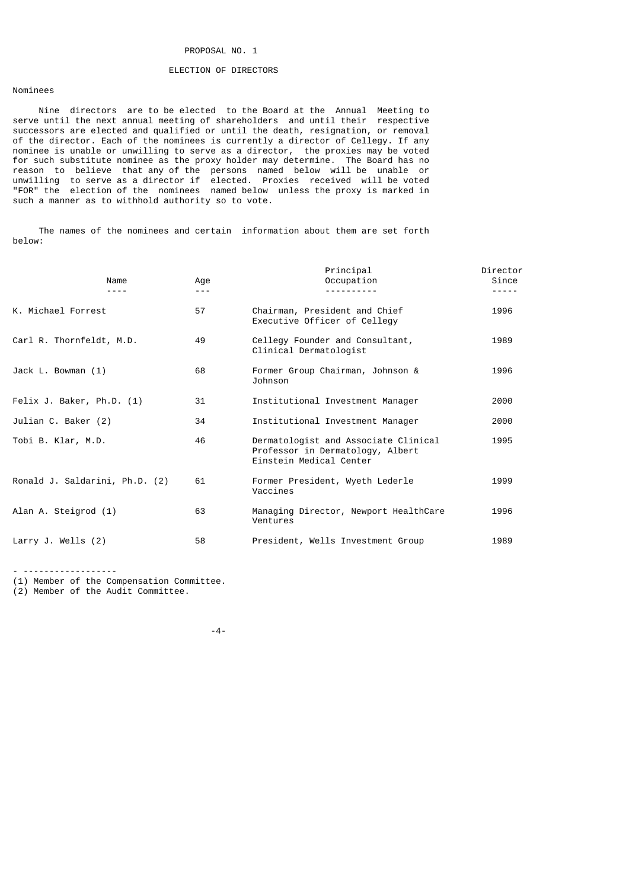# PROPOSAL NO. 1

## ELECTION OF DIRECTORS

### Nominees

Nine directors are to be elected to the Board at the Annual Meeting to serve until the next annual meeting of shareholders and until their respective successors are elected and qualified or until the death, resignation, or removal of the director. Each of the nominees is currently a director of Cellegy. If any nominee is unable or unwilling to serve as a director, the proxies may be voted for such substitute nominee as the proxy holder may determine. The Board has no reason to believe that any of the persons named below will be unable or unwilling to serve as a director if elected. Proxies received will be voted "FOR" the election of the nominees named below unless the proxy is marked in such a manner as to withhold authority so to vote.

The names of the nominees and certain information about them are set forth below:

| Name | Age | Principal Occupation | Director Since |
|---|---|---|---|
| K. Michael Forrest | 57 | Chairman, President and Chief Executive Officer of Cellegy | 1996 |
| Carl R. Thornfeldt, M.D. | 49 | Cellegy Founder and Consultant, Clinical Dermatologist | 1989 |
| Jack L. Bowman (1) | 68 | Former Group Chairman, Johnson & Johnson | 1996 |
| Felix J. Baker, Ph.D. (1) | 31 | Institutional Investment Manager | 2000 |
| Julian C. Baker (2) | 34 | Institutional Investment Manager | 2000 |
| Tobi B. Klar, M.D. | 46 | Dermatologist and Associate Clinical Professor in Dermatology, Albert Einstein Medical Center | 1995 |
| Ronald J. Saldarini, Ph.D. (2) | 61 | Former President, Wyeth Lederle Vaccines | 1999 |
| Alan A. Steigrod (1) | 63 | Managing Director, Newport HealthCare Ventures | 1996 |
| Larry J. Wells (2) | 58 | President, Wells Investment Group | 1989 |

(1) Member of the Compensation Committee.

(2) Member of the Audit Committee.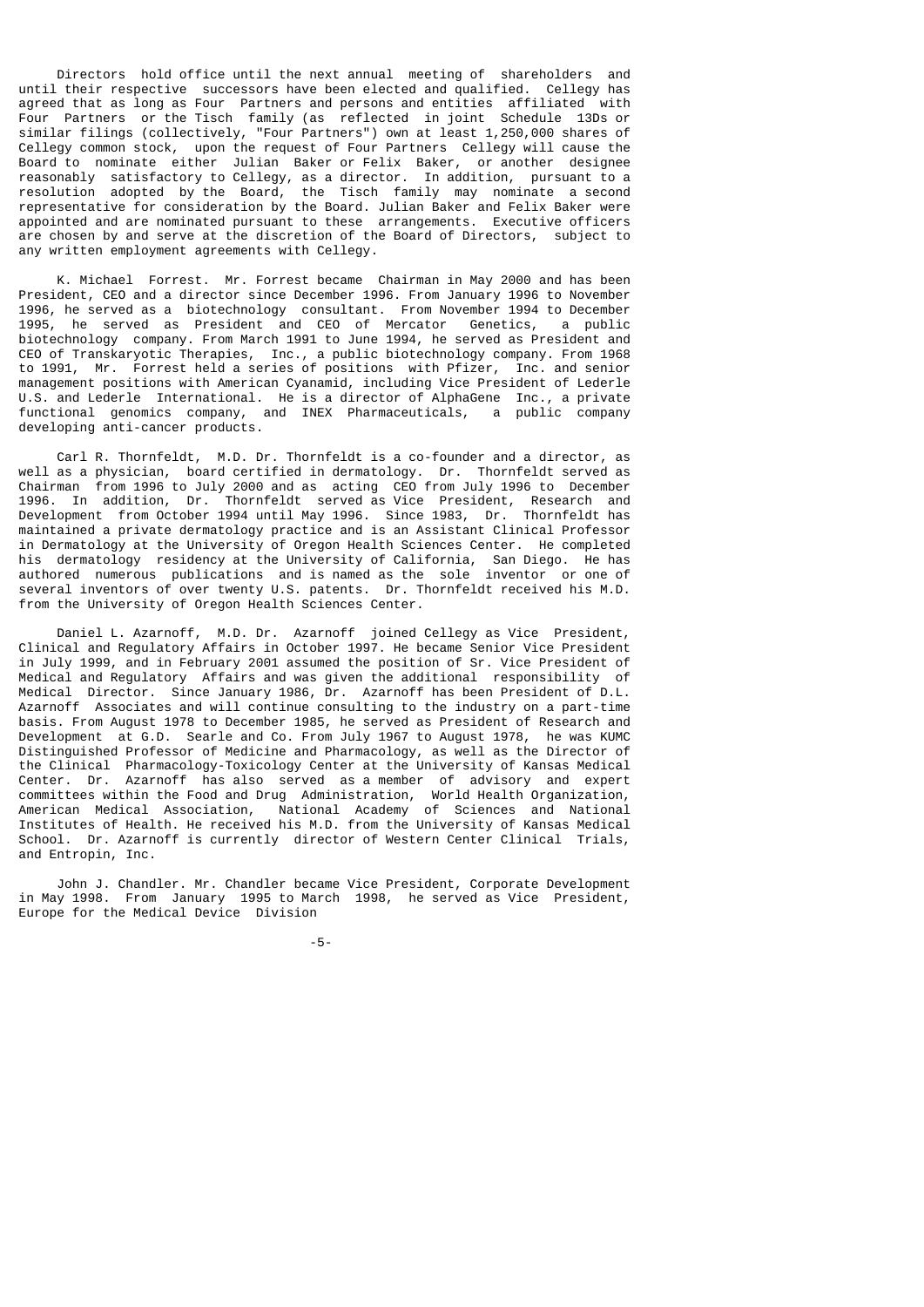Directors hold office until the next annual meeting of shareholders and until their respective successors have been elected and qualified. Cellegy has agreed that as long as Four Partners and persons and entities affiliated with Four Partners or the Tisch family (as reflected in joint Schedule 13Ds or similar filings (collectively, "Four Partners") own at least 1,250,000 shares of Cellegy common stock, upon the request of Four Partners Cellegy will cause the Board to nominate either Julian Baker or Felix Baker, or another designee reasonably satisfactory to Cellegy, as a director. In addition, pursuant to a resolution adopted by the Board, the Tisch family may nominate a second representative for consideration by the Board. Julian Baker and Felix Baker were appointed and are nominated pursuant to these arrangements. Executive officers are chosen by and serve at the discretion of the Board of Directors, subject to any written employment agreements with Cellegy.

K. Michael Forrest. Mr. Forrest became Chairman in May 2000 and has been President, CEO and a director since December 1996. From January 1996 to November 1996, he served as a biotechnology consultant. From November 1994 to December 1995, he served as President and CEO of Mercator Genetics, a public biotechnology company. From March 1991 to June 1994, he served as President and CEO of Transkaryotic Therapies, Inc., a public biotechnology company. From 1968 to 1991, Mr. Forrest held a series of positions with Pfizer, Inc. and senior management positions with American Cyanamid, including Vice President of Lederle U.S. and Lederle International. He is a director of AlphaGene Inc., a private functional genomics company, and INEX Pharmaceuticals, a public company developing anti-cancer products.

Carl R. Thornfeldt, M.D. Dr. Thornfeldt is a co-founder and a director, as well as a physician, board certified in dermatology. Dr. Thornfeldt served as Chairman from 1996 to July 2000 and as acting CEO from July 1996 to December 1996. In addition, Dr. Thornfeldt served as Vice President, Research and Development from October 1994 until May 1996. Since 1983, Dr. Thornfeldt has maintained a private dermatology practice and is an Assistant Clinical Professor in Dermatology at the University of Oregon Health Sciences Center. He completed his dermatology residency at the University of California, San Diego. He has authored numerous publications and is named as the sole inventor or one of several inventors of over twenty U.S. patents. Dr. Thornfeldt received his M.D. from the University of Oregon Health Sciences Center.

Daniel L. Azarnoff, M.D. Dr. Azarnoff joined Cellegy as Vice President, Clinical and Regulatory Affairs in October 1997. He became Senior Vice President in July 1999, and in February 2001 assumed the position of Sr. Vice President of Medical and Regulatory Affairs and was given the additional responsibility of Medical Director. Since January 1986, Dr. Azarnoff has been President of D.L. Azarnoff Associates and will continue consulting to the industry on a part-time basis. From August 1978 to December 1985, he served as President of Research and Development at G.D. Searle and Co. From July 1967 to August 1978, he was KUMC Distinguished Professor of Medicine and Pharmacology, as well as the Director of the Clinical Pharmacology-Toxicology Center at the University of Kansas Medical Center. Dr. Azarnoff has also served as a member of advisory and expert committees within the Food and Drug Administration, World Health Organization, American Medical Association, National Academy of Sciences and National Institutes of Health. He received his M.D. from the University of Kansas Medical School. Dr. Azarnoff is currently director of Western Center Clinical Trials, and Entropin, Inc.

John J. Chandler. Mr. Chandler became Vice President, Corporate Development in May 1998. From January 1995 to March 1998, he served as Vice President, Europe for the Medical Device Division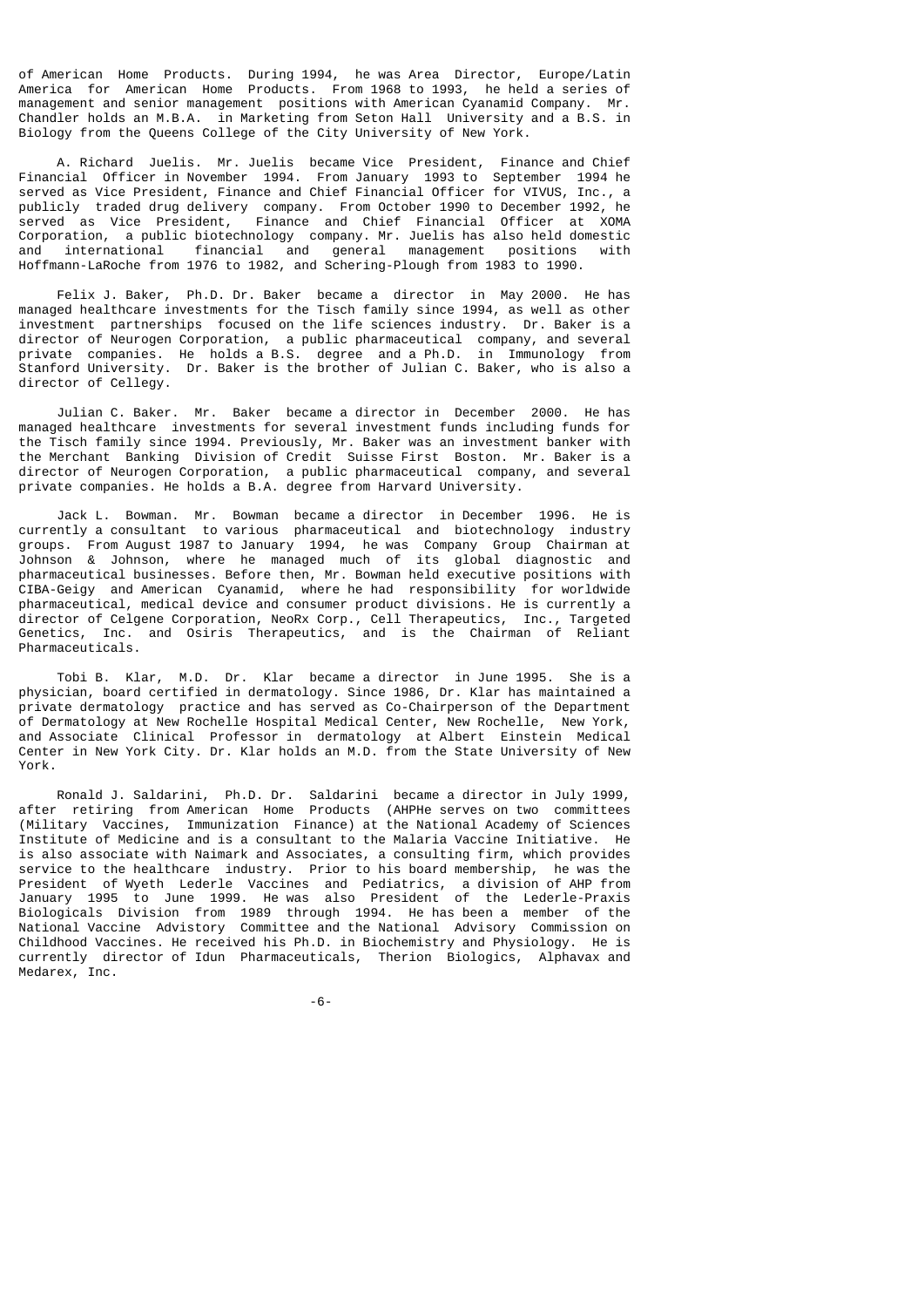of American Home Products. During 1994, he was Area Director, Europe/Latin America for American Home Products. From 1968 to 1993, he held a series of management and senior management positions with American Cyanamid Company. Mr. Chandler holds an M.B.A. in Marketing from Seton Hall University and a B.S. in Biology from the Queens College of the City University of New York.

A. Richard Juelis. Mr. Juelis became Vice President, Finance and Chief Financial Officer in November 1994. From January 1993 to September 1994 he served as Vice President, Finance and Chief Financial Officer for VIVUS, Inc., a publicly traded drug delivery company. From October 1990 to December 1992, he served as Vice President, Finance and Chief Financial Officer at XOMA Corporation, a public biotechnology company. Mr. Juelis has also held domestic and international financial and general management positions with Hoffmann-LaRoche from 1976 to 1982, and Schering-Plough from 1983 to 1990.

Felix J. Baker, Ph.D. Dr. Baker became a director in May 2000. He has managed healthcare investments for the Tisch family since 1994, as well as other investment partnerships focused on the life sciences industry. Dr. Baker is a director of Neurogen Corporation, a public pharmaceutical company, and several private companies. He holds a B.S. degree and a Ph.D. in Immunology from Stanford University. Dr. Baker is the brother of Julian C. Baker, who is also a director of Cellegy.

Julian C. Baker. Mr. Baker became a director in December 2000. He has managed healthcare investments for several investment funds including funds for the Tisch family since 1994. Previously, Mr. Baker was an investment banker with the Merchant Banking Division of Credit Suisse First Boston. Mr. Baker is a director of Neurogen Corporation, a public pharmaceutical company, and several private companies. He holds a B.A. degree from Harvard University.

Jack L. Bowman. Mr. Bowman became a director in December 1996. He is currently a consultant to various pharmaceutical and biotechnology industry groups. From August 1987 to January 1994, he was Company Group Chairman at Johnson & Johnson, where he managed much of its global diagnostic and pharmaceutical businesses. Before then, Mr. Bowman held executive positions with CIBA-Geigy and American Cyanamid, where he had responsibility for worldwide pharmaceutical, medical device and consumer product divisions. He is currently a director of Celgene Corporation, NeoRx Corp., Cell Therapeutics, Inc., Targeted Genetics, Inc. and Osiris Therapeutics, and is the Chairman of Reliant Pharmaceuticals.

Tobi B. Klar, M.D. Dr. Klar became a director in June 1995. She is a physician, board certified in dermatology. Since 1986, Dr. Klar has maintained a private dermatology practice and has served as Co-Chairperson of the Department of Dermatology at New Rochelle Hospital Medical Center, New Rochelle, New York, and Associate Clinical Professor in dermatology at Albert Einstein Medical Center in New York City. Dr. Klar holds an M.D. from the State University of New York.

Ronald J. Saldarini, Ph.D. Dr. Saldarini became a director in July 1999, after retiring from American Home Products (AHPHe serves on two committees (Military Vaccines, Immunization Finance) at the National Academy of Sciences Institute of Medicine and is a consultant to the Malaria Vaccine Initiative. He is also associate with Naimark and Associates, a consulting firm, which provides service to the healthcare industry. Prior to his board membership, he was the President of Wyeth Lederle Vaccines and Pediatrics, a division of AHP from January 1995 to June 1999. He was also President of the Lederle-Praxis Biologicals Division from 1989 through 1994. He has been a member of the National Vaccine Advistory Committee and the National Advisory Commission on Childhood Vaccines. He received his Ph.D. in Biochemistry and Physiology. He is currently director of Idun Pharmaceuticals, Therion Biologics, Alphavax and Medarex, Inc.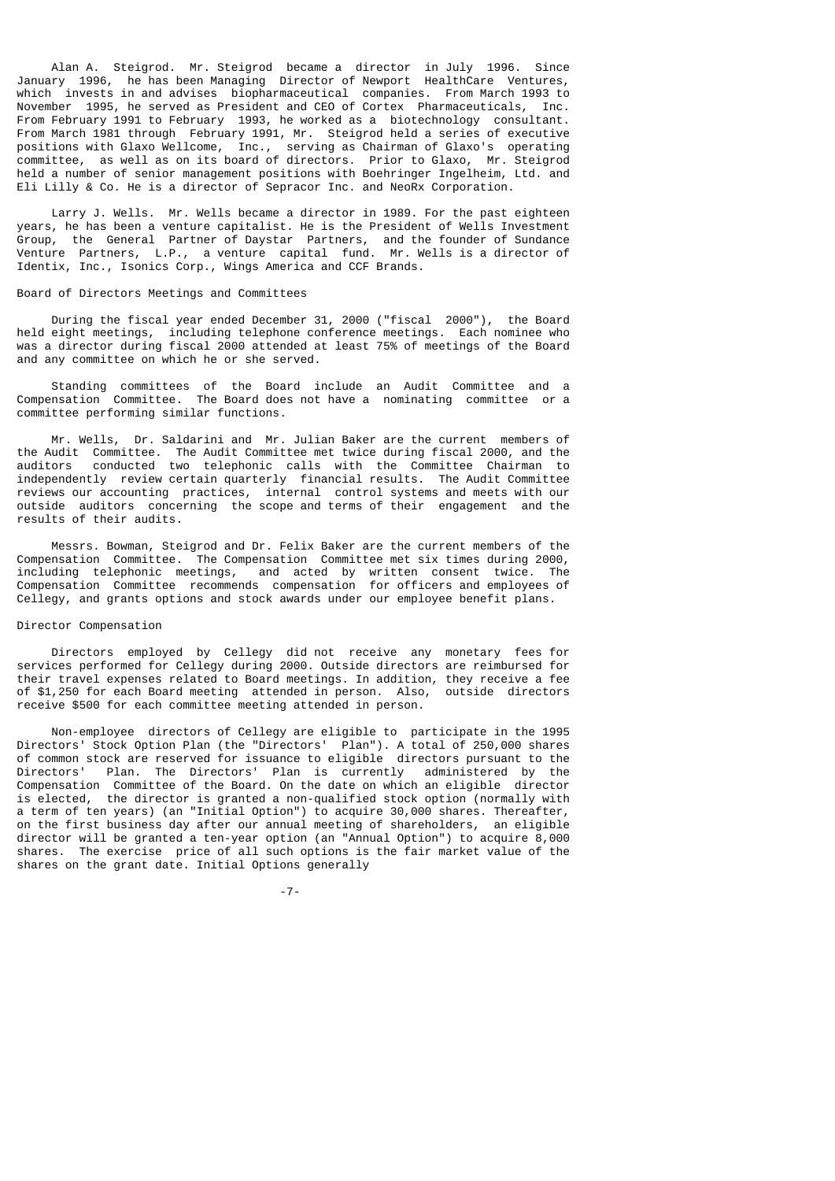Alan A. Steigrod. Mr. Steigrod became a director in July 1996. Since January 1996, he has been Managing Director of Newport HealthCare Ventures, which invests in and advises biopharmaceutical companies. From March 1993 to November 1995, he served as President and CEO of Cortex Pharmaceuticals, Inc. From February 1991 to February 1993, he worked as a biotechnology consultant. From March 1981 through February 1991, Mr. Steigrod held a series of executive positions with Glaxo Wellcome, Inc., serving as Chairman of Glaxo's operating committee, as well as on its board of directors. Prior to Glaxo, Mr. Steigrod held a number of senior management positions with Boehringer Ingelheim, Ltd. and Eli Lilly & Co. He is a director of Sepracor Inc. and NeoRx Corporation.

Larry J. Wells. Mr. Wells became a director in 1989. For the past eighteen years, he has been a venture capitalist. He is the President of Wells Investment Group, the General Partner of Daystar Partners, and the founder of Sundance Venture Partners, L.P., a venture capital fund. Mr. Wells is a director of Identix, Inc., Isonics Corp., Wings America and CCF Brands.

## Board of Directors Meetings and Committees

During the fiscal year ended December 31, 2000 ("fiscal 2000"), the Board held eight meetings, including telephone conference meetings. Each nominee who was a director during fiscal 2000 attended at least 75% of meetings of the Board and any committee on which he or she served.

Standing committees of the Board include an Audit Committee and a Compensation Committee. The Board does not have a nominating committee or a committee performing similar functions.

Mr. Wells, Dr. Saldarini and Mr. Julian Baker are the current members of the Audit Committee. The Audit Committee met twice during fiscal 2000, and the auditors conducted two telephonic calls with the Committee Chairman to independently review certain quarterly financial results. The Audit Committee reviews our accounting practices, internal control systems and meets with our outside auditors concerning the scope and terms of their engagement and the results of their audits.

Messrs. Bowman, Steigrod and Dr. Felix Baker are the current members of the Compensation Committee. The Compensation Committee met six times during 2000, including telephonic meetings, and acted by written consent twice. The Compensation Committee recommends compensation for officers and employees of Cellegy, and grants options and stock awards under our employee benefit plans.

## Director Compensation

Directors employed by Cellegy did not receive any monetary fees for services performed for Cellegy during 2000. Outside directors are reimbursed for their travel expenses related to Board meetings. In addition, they receive a fee of $1,250 for each Board meeting attended in person. Also, outside directors receive $500 for each committee meeting attended in person.

Non-employee directors of Cellegy are eligible to participate in the 1995 Directors' Stock Option Plan (the "Directors' Plan"). A total of 250,000 shares of common stock are reserved for issuance to eligible directors pursuant to the Directors' Plan. The Directors' Plan is currently administered by the Compensation Committee of the Board. On the date on which an eligible director is elected, the director is granted a non-qualified stock option (normally with a term of ten years) (an "Initial Option") to acquire 30,000 shares. Thereafter, on the first business day after our annual meeting of shareholders, an eligible director will be granted a ten-year option (an "Annual Option") to acquire 8,000 shares. The exercise price of all such options is the fair market value of the shares on the grant date. Initial Options generally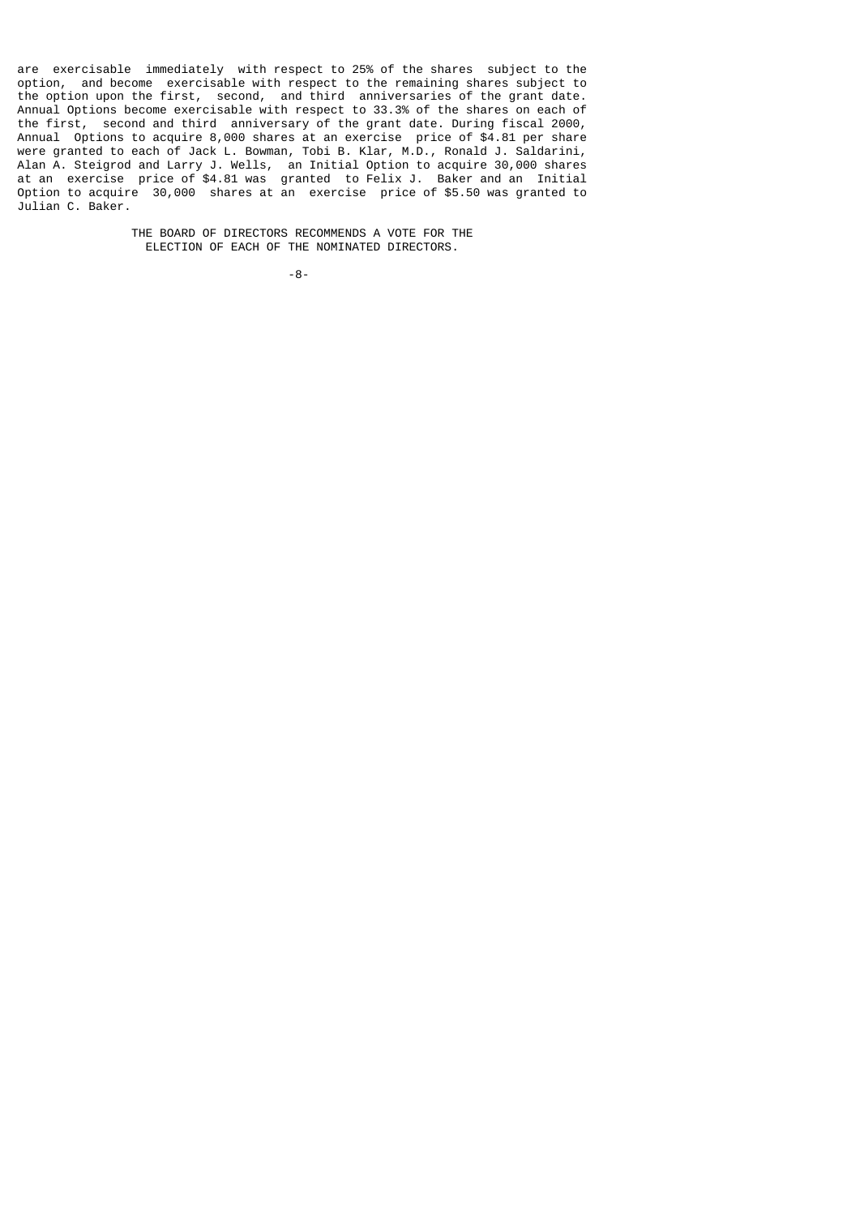are exercisable immediately with respect to 25% of the shares subject to the option, and become exercisable with respect to the remaining shares subject to the option upon the first, second, and third anniversaries of the grant date. Annual Options become exercisable with respect to 33.3% of the shares on each of the first, second and third anniversary of the grant date. During fiscal 2000, Annual Options to acquire 8,000 shares at an exercise price of $4.81 per share were granted to each of Jack L. Bowman, Tobi B. Klar, M.D., Ronald J. Saldarini, Alan A. Steigrod and Larry J. Wells, an Initial Option to acquire 30,000 shares at an exercise price of $4.81 was granted to Felix J. Baker and an Initial Option to acquire 30,000 shares at an exercise price of $5.50 was granted to Julian C. Baker.

THE BOARD OF DIRECTORS RECOMMENDS A VOTE FOR THE ELECTION OF EACH OF THE NOMINATED DIRECTORS.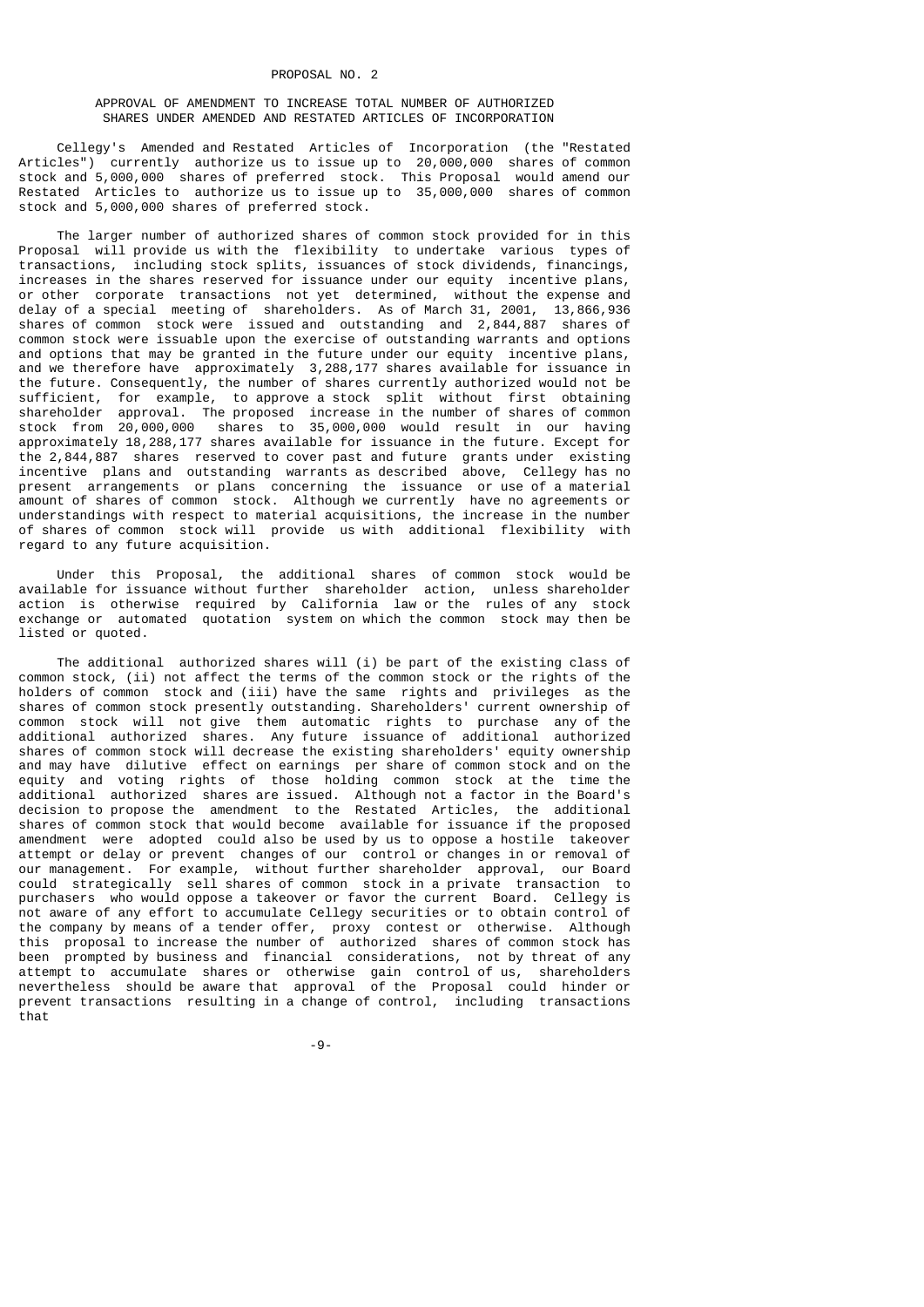## PROPOSAL NO. 2

### APPROVAL OF AMENDMENT TO INCREASE TOTAL NUMBER OF AUTHORIZED SHARES UNDER AMENDED AND RESTATED ARTICLES OF INCORPORATION

Cellegy's Amended and Restated Articles of Incorporation (the "Restated Articles") currently authorize us to issue up to 20,000,000 shares of common stock and 5,000,000 shares of preferred stock. This Proposal would amend our Restated Articles to authorize us to issue up to 35,000,000 shares of common stock and 5,000,000 shares of preferred stock.

The larger number of authorized shares of common stock provided for in this Proposal will provide us with the flexibility to undertake various types of transactions, including stock splits, issuances of stock dividends, financings, increases in the shares reserved for issuance under our equity incentive plans, or other corporate transactions not yet determined, without the expense and delay of a special meeting of shareholders. As of March 31, 2001, 13,866,936 shares of common stock were issued and outstanding and 2,844,887 shares of common stock were issuable upon the exercise of outstanding warrants and options and options that may be granted in the future under our equity incentive plans, and we therefore have approximately 3,288,177 shares available for issuance in the future. Consequently, the number of shares currently authorized would not be sufficient, for example, to approve a stock split without first obtaining shareholder approval. The proposed increase in the number of shares of common stock from 20,000,000 shares to 35,000,000 would result in our having approximately 18,288,177 shares available for issuance in the future. Except for the 2,844,887 shares reserved to cover past and future grants under existing incentive plans and outstanding warrants as described above, Cellegy has no present arrangements or plans concerning the issuance or use of a material amount of shares of common stock. Although we currently have no agreements or understandings with respect to material acquisitions, the increase in the number of shares of common stock will provide us with additional flexibility with regard to any future acquisition.

Under this Proposal, the additional shares of common stock would be available for issuance without further shareholder action, unless shareholder action is otherwise required by California law or the rules of any stock exchange or automated quotation system on which the common stock may then be listed or quoted.

The additional authorized shares will (i) be part of the existing class of common stock, (ii) not affect the terms of the common stock or the rights of the holders of common stock and (iii) have the same rights and privileges as the shares of common stock presently outstanding. Shareholders' current ownership of common stock will not give them automatic rights to purchase any of the additional authorized shares. Any future issuance of additional authorized shares of common stock will decrease the existing shareholders' equity ownership and may have dilutive effect on earnings per share of common stock and on the equity and voting rights of those holding common stock at the time the additional authorized shares are issued. Although not a factor in the Board's decision to propose the amendment to the Restated Articles, the additional shares of common stock that would become available for issuance if the proposed amendment were adopted could also be used by us to oppose a hostile takeover attempt or delay or prevent changes of our control or changes in or removal of our management. For example, without further shareholder approval, our Board could strategically sell shares of common stock in a private transaction to purchasers who would oppose a takeover or favor the current Board. Cellegy is not aware of any effort to accumulate Cellegy securities or to obtain control of the company by means of a tender offer, proxy contest or otherwise. Although this proposal to increase the number of authorized shares of common stock has been prompted by business and financial considerations, not by threat of any attempt to accumulate shares or otherwise gain control of us, shareholders nevertheless should be aware that approval of the Proposal could hinder or prevent transactions resulting in a change of control, including transactions that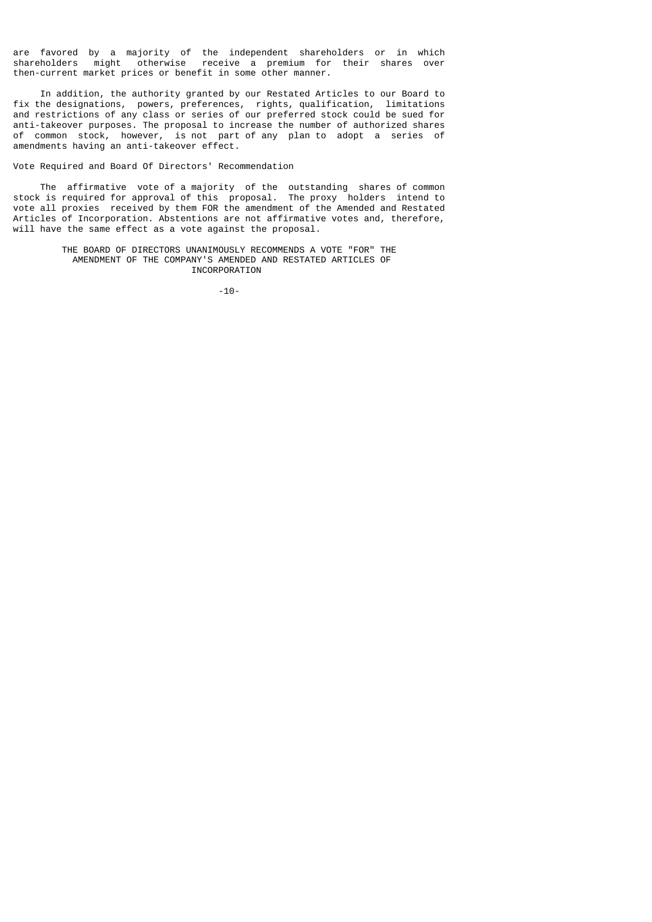are favored by a majority of the independent shareholders or in which shareholders might otherwise receive a premium for their shares over then-current market prices or benefit in some other manner.

In addition, the authority granted by our Restated Articles to our Board to fix the designations, powers, preferences, rights, qualification, limitations and restrictions of any class or series of our preferred stock could be sued for anti-takeover purposes. The proposal to increase the number of authorized shares of common stock, however, is not part of any plan to adopt a series of amendments having an anti-takeover effect.

Vote Required and Board Of Directors' Recommendation

The affirmative vote of a majority of the outstanding shares of common stock is required for approval of this proposal. The proxy holders intend to vote all proxies received by them FOR the amendment of the Amended and Restated Articles of Incorporation. Abstentions are not affirmative votes and, therefore, will have the same effect as a vote against the proposal.

THE BOARD OF DIRECTORS UNANIMOUSLY RECOMMENDS A VOTE "FOR" THE AMENDMENT OF THE COMPANY'S AMENDED AND RESTATED ARTICLES OF INCORPORATION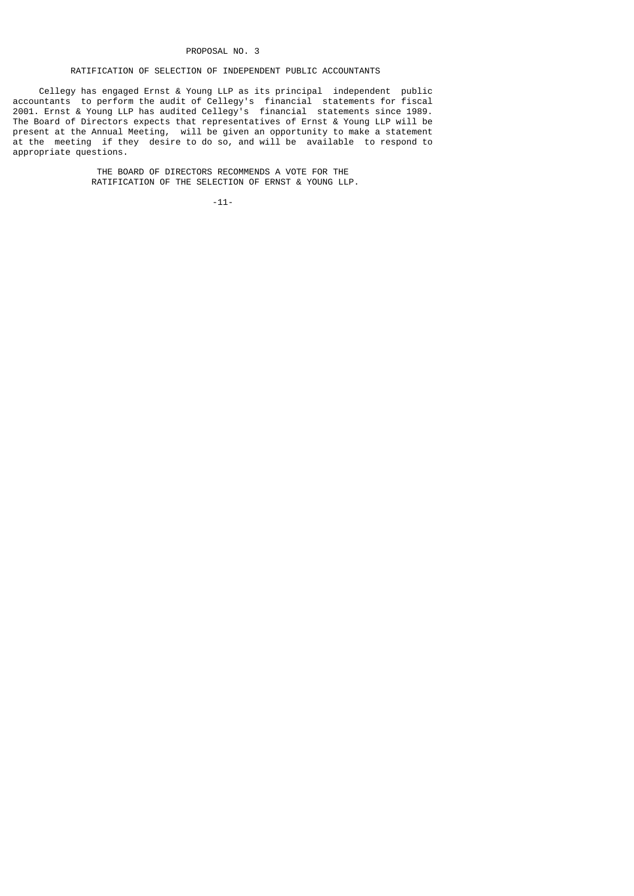## PROPOSAL NO. 3

## RATIFICATION OF SELECTION OF INDEPENDENT PUBLIC ACCOUNTANTS

Cellegy has engaged Ernst & Young LLP as its principal independent public accountants to perform the audit of Cellegy's financial statements for fiscal 2001. Ernst & Young LLP has audited Cellegy's financial statements since 1989. The Board of Directors expects that representatives of Ernst & Young LLP will be present at the Annual Meeting, will be given an opportunity to make a statement at the meeting if they desire to do so, and will be available to respond to appropriate questions.

**THE BOARD OF DIRECTORS RECOMMENDS A VOTE FOR THE RATIFICATION OF THE SELECTION OF ERNST & YOUNG LLP.**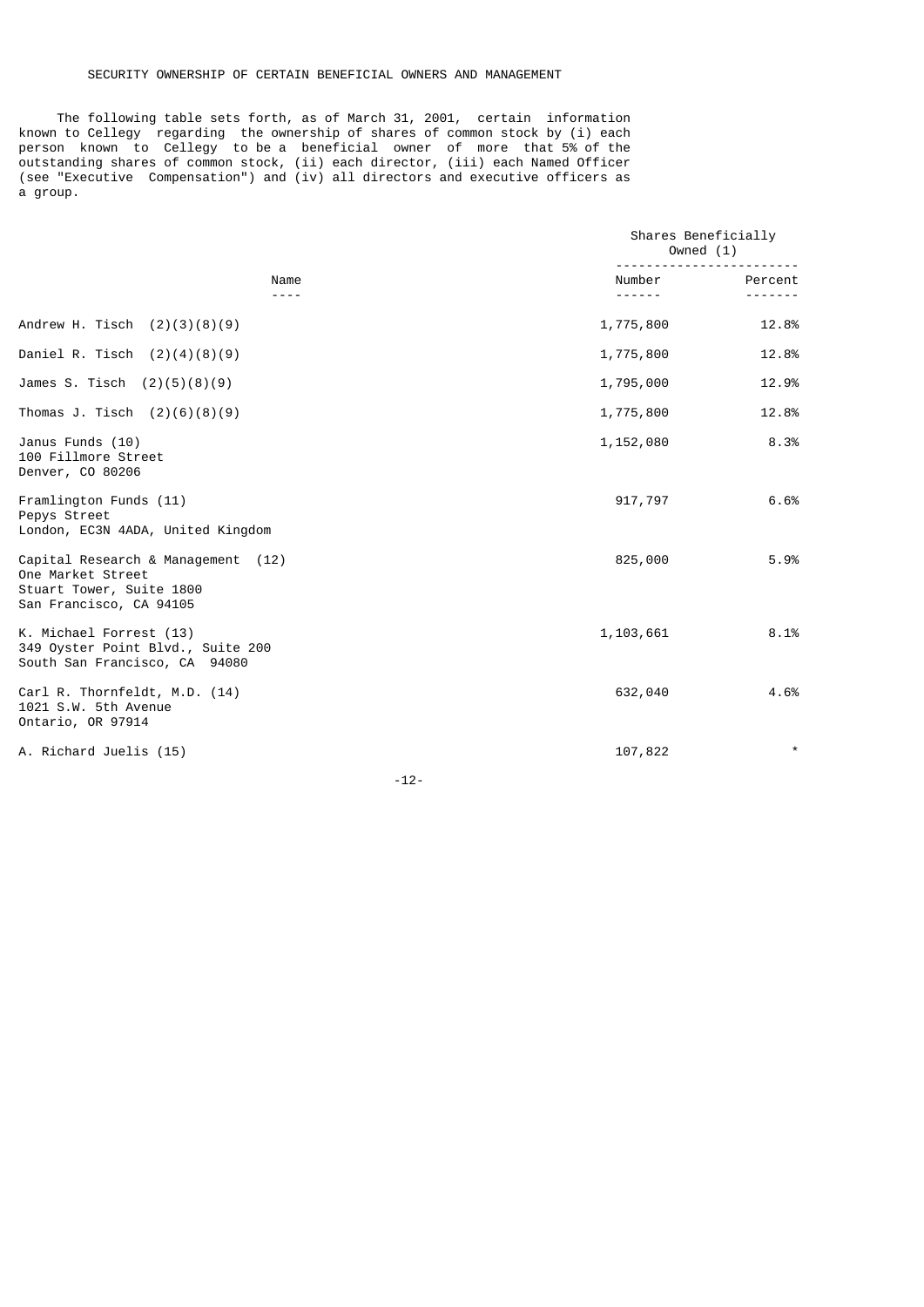## SECURITY OWNERSHIP OF CERTAIN BENEFICIAL OWNERS AND MANAGEMENT

The following table sets forth, as of March 31, 2001, certain information known to Cellegy regarding the ownership of shares of common stock by (i) each person known to Cellegy to be a beneficial owner of more that 5% of the outstanding shares of common stock, (ii) each director, (iii) each Named Officer (see "Executive Compensation") and (iv) all directors and executive officers as a group.

| | Shares Beneficially Owned (1) | |
|---|---|---|
| Name | Number | Percent |
| Andrew H. Tisch (2)(3)(8)(9) | 1,775,800 | 12.8% |
| Daniel R. Tisch (2)(4)(8)(9) | 1,775,800 | 12.8% |
| James S. Tisch (2)(5)(8)(9) | 1,795,000 | 12.9% |
| Thomas J. Tisch (2)(6)(8)(9) | 1,775,800 | 12.8% |
| Janus Funds (10)<br>100 Fillmore Street<br>Denver, CO 80206 | 1,152,080 | 8.3% |
| Framlington Funds (11)<br>Pepys Street<br>London, EC3N 4ADA, United Kingdom | 917,797 | 6.6% |
| Capital Research & Management (12)<br>One Market Street<br>Stuart Tower, Suite 1800<br>San Francisco, CA 94105 | 825,000 | 5.9% |
| K. Michael Forrest (13)<br>349 Oyster Point Blvd., Suite 200<br>South San Francisco, CA 94080 | 1,103,661 | 8.1% |
| Carl R. Thornfeldt, M.D. (14)<br>1021 S.W. 5th Avenue<br>Ontario, OR 97914 | 632,040 | 4.6% |
| A. Richard Juelis (15) | 107,822 | * |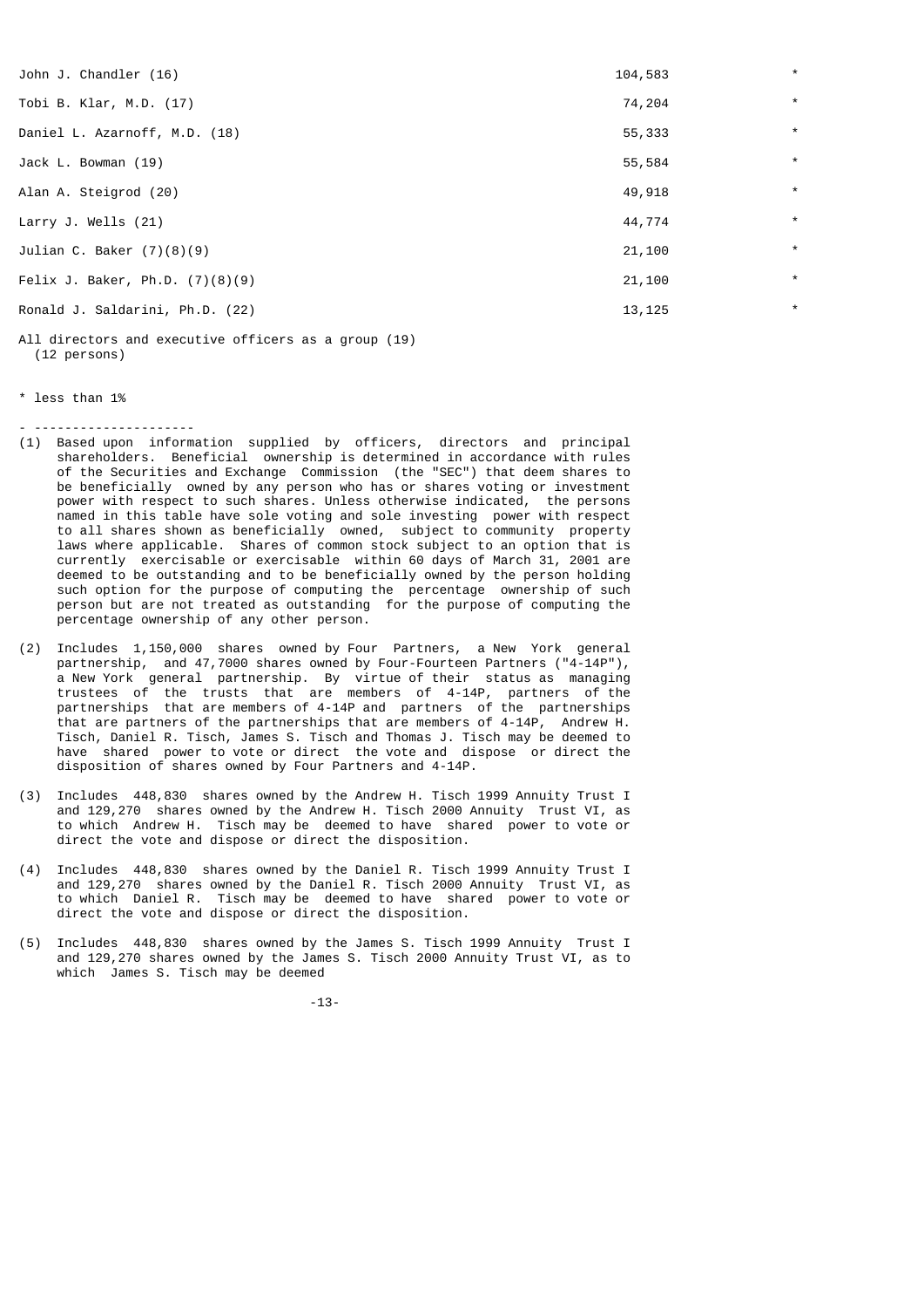| | | |
|---|---|---|
| John J. Chandler (16) | 104,583 | * |
| Tobi B. Klar, M.D. (17) | 74,204 | * |
| Daniel L. Azarnoff, M.D. (18) | 55,333 | * |
| Jack L. Bowman (19) | 55,584 | * |
| Alan A. Steigrod (20) | 49,918 | * |
| Larry J. Wells (21) | 44,774 | * |
| Julian C. Baker (7)(8)(9) | 21,100 | * |
| Felix J. Baker, Ph.D. (7)(8)(9) | 21,100 | * |
| Ronald J. Saldarini, Ph.D. (22) | 13,125 | * |
| All directors and executive officers as a group (19) (12 persons) | | |

\* less than 1%

---

(1) Based upon information supplied by officers, directors and principal shareholders. Beneficial ownership is determined in accordance with rules of the Securities and Exchange Commission (the "SEC") that deem shares to be beneficially owned by any person who has or shares voting or investment power with respect to such shares. Unless otherwise indicated, the persons named in this table have sole voting and sole investing power with respect to all shares shown as beneficially owned, subject to community property laws where applicable. Shares of common stock subject to an option that is currently exercisable or exercisable within 60 days of March 31, 2001 are deemed to be outstanding and to be beneficially owned by the person holding such option for the purpose of computing the percentage ownership of such person but are not treated as outstanding for the purpose of computing the percentage ownership of any other person.

(2) Includes 1,150,000 shares owned by Four Partners, a New York general partnership, and 47,7000 shares owned by Four-Fourteen Partners ("4-14P"), a New York general partnership. By virtue of their status as managing trustees of the trusts that are members of 4-14P, partners of the partnerships that are members of 4-14P and partners of the partnerships that are partners of the partnerships that are members of 4-14P, Andrew H. Tisch, Daniel R. Tisch, James S. Tisch and Thomas J. Tisch may be deemed to have shared power to vote or direct the vote and dispose or direct the disposition of shares owned by Four Partners and 4-14P.

(3) Includes 448,830 shares owned by the Andrew H. Tisch 1999 Annuity Trust I and 129,270 shares owned by the Andrew H. Tisch 2000 Annuity Trust VI, as to which Andrew H. Tisch may be deemed to have shared power to vote or direct the vote and dispose or direct the disposition.

(4) Includes 448,830 shares owned by the Daniel R. Tisch 1999 Annuity Trust I and 129,270 shares owned by the Daniel R. Tisch 2000 Annuity Trust VI, as to which Daniel R. Tisch may be deemed to have shared power to vote or direct the vote and dispose or direct the disposition.

(5) Includes 448,830 shares owned by the James S. Tisch 1999 Annuity Trust I and 129,270 shares owned by the James S. Tisch 2000 Annuity Trust VI, as to which James S. Tisch may be deemed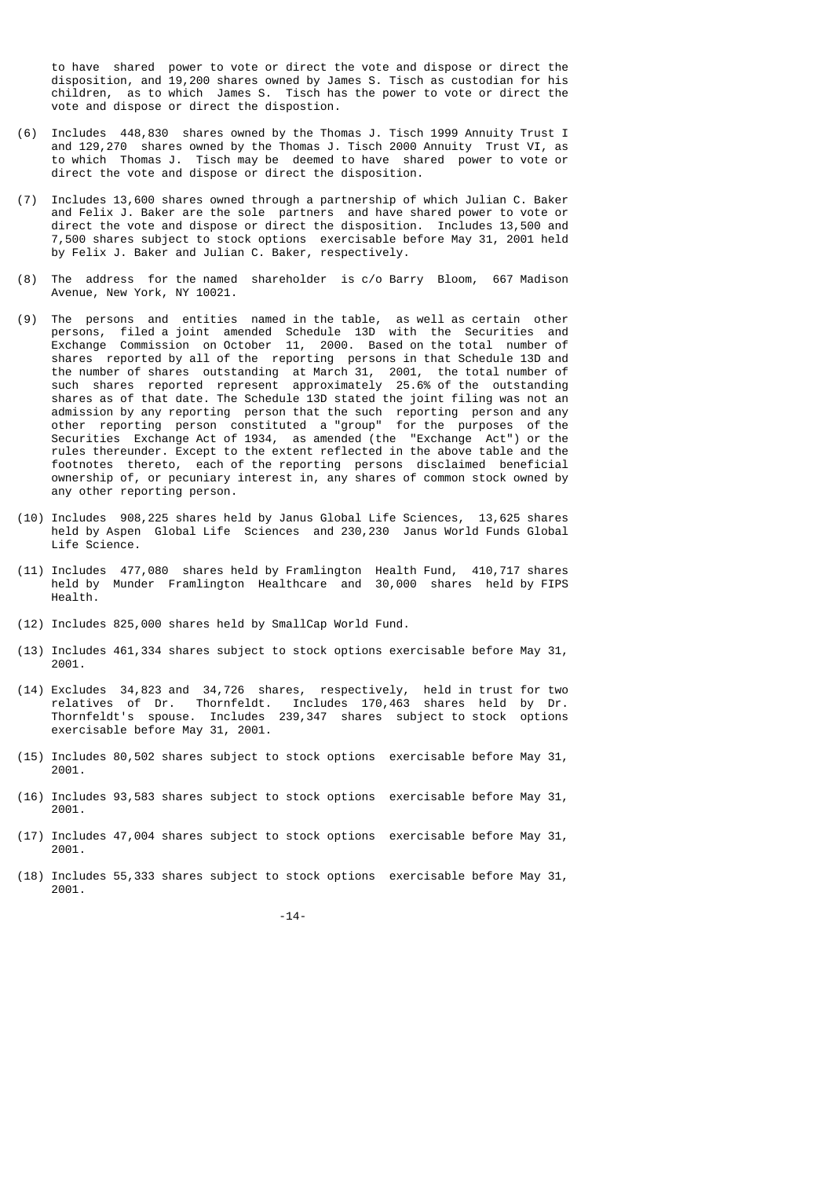to have shared power to vote or direct the vote and dispose or direct the disposition, and 19,200 shares owned by James S. Tisch as custodian for his children, as to which James S. Tisch has the power to vote or direct the vote and dispose or direct the dispostion.

(6) Includes 448,830 shares owned by the Thomas J. Tisch 1999 Annuity Trust I and 129,270 shares owned by the Thomas J. Tisch 2000 Annuity Trust VI, as to which Thomas J. Tisch may be deemed to have shared power to vote or direct the vote and dispose or direct the disposition.

(7) Includes 13,600 shares owned through a partnership of which Julian C. Baker and Felix J. Baker are the sole partners and have shared power to vote or direct the vote and dispose or direct the disposition. Includes 13,500 and 7,500 shares subject to stock options exercisable before May 31, 2001 held by Felix J. Baker and Julian C. Baker, respectively.

(8) The address for the named shareholder is c/o Barry Bloom, 667 Madison Avenue, New York, NY 10021.

(9) The persons and entities named in the table, as well as certain other persons, filed a joint amended Schedule 13D with the Securities and Exchange Commission on October 11, 2000. Based on the total number of shares reported by all of the reporting persons in that Schedule 13D and the number of shares outstanding at March 31, 2001, the total number of such shares reported represent approximately 25.6% of the outstanding shares as of that date. The Schedule 13D stated the joint filing was not an admission by any reporting person that the such reporting person and any other reporting person constituted a "group" for the purposes of the Securities Exchange Act of 1934, as amended (the "Exchange Act") or the rules thereunder. Except to the extent reflected in the above table and the footnotes thereto, each of the reporting persons disclaimed beneficial ownership of, or pecuniary interest in, any shares of common stock owned by any other reporting person.

(10) Includes 908,225 shares held by Janus Global Life Sciences, 13,625 shares held by Aspen Global Life Sciences and 230,230 Janus World Funds Global Life Science.

(11) Includes 477,080 shares held by Framlington Health Fund, 410,717 shares held by Munder Framlington Healthcare and 30,000 shares held by FIPS Health.

(12) Includes 825,000 shares held by SmallCap World Fund.

(13) Includes 461,334 shares subject to stock options exercisable before May 31, 2001.

(14) Excludes 34,823 and 34,726 shares, respectively, held in trust for two relatives of Dr. Thornfeldt. Includes 170,463 shares held by Dr. Thornfeldt's spouse. Includes 239,347 shares subject to stock options exercisable before May 31, 2001.

(15) Includes 80,502 shares subject to stock options exercisable before May 31, 2001.

(16) Includes 93,583 shares subject to stock options exercisable before May 31, 2001.

(17) Includes 47,004 shares subject to stock options exercisable before May 31, 2001.

(18) Includes 55,333 shares subject to stock options exercisable before May 31, 2001.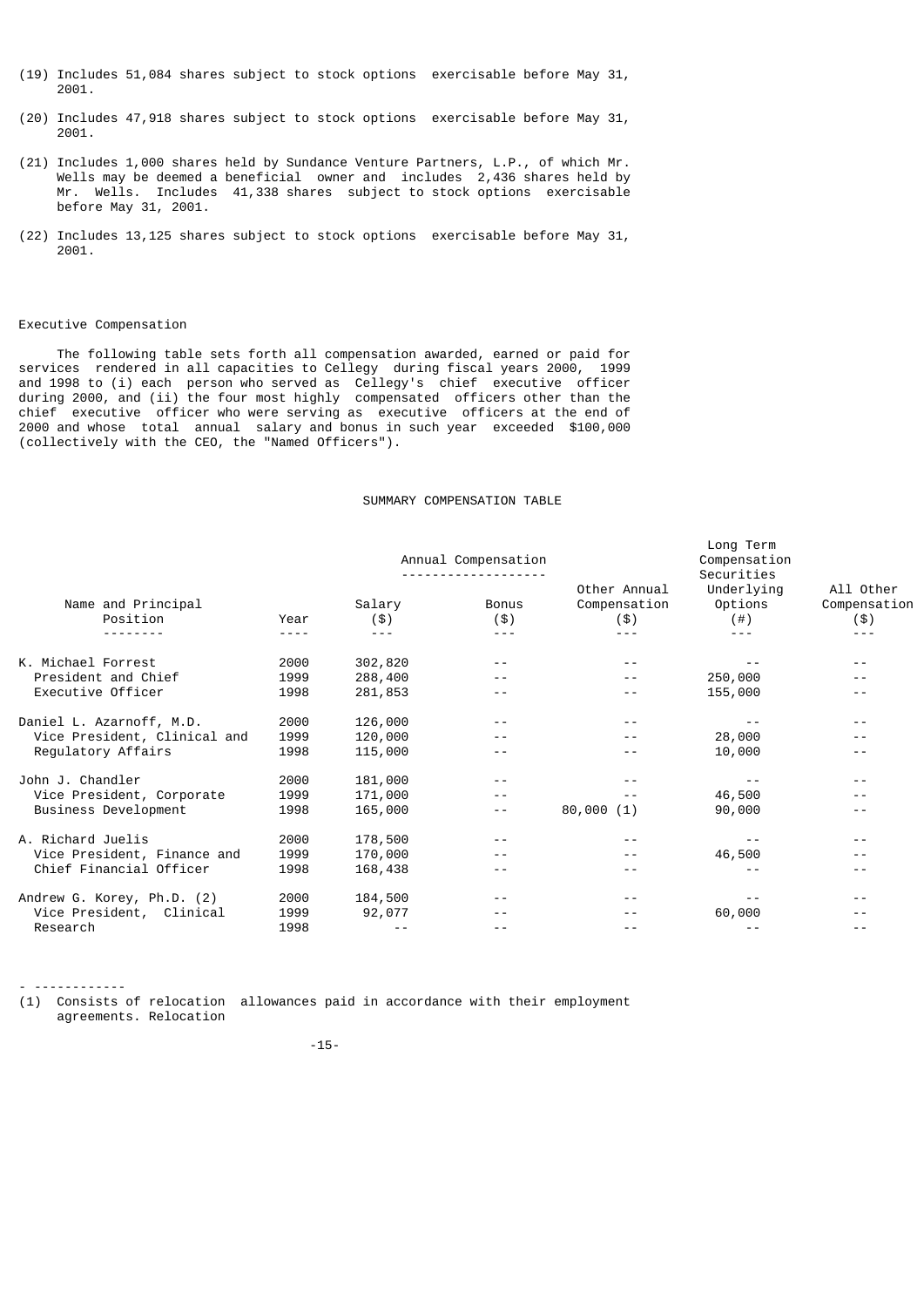(19) Includes 51,084 shares subject to stock options exercisable before May 31, 2001.

(20) Includes 47,918 shares subject to stock options exercisable before May 31, 2001.

(21) Includes 1,000 shares held by Sundance Venture Partners, L.P., of which Mr. Wells may be deemed a beneficial owner and includes 2,436 shares held by Mr. Wells. Includes 41,338 shares subject to stock options exercisable before May 31, 2001.

(22) Includes 13,125 shares subject to stock options exercisable before May 31, 2001.

## Executive Compensation

The following table sets forth all compensation awarded, earned or paid for services rendered in all capacities to Cellegy during fiscal years 2000, 1999 and 1998 to (i) each person who served as Cellegy's chief executive officer during 2000, and (ii) the four most highly compensated officers other than the chief executive officer who were serving as executive officers at the end of 2000 and whose total annual salary and bonus in such year exceeded $100,000 (collectively with the CEO, the "Named Officers").

SUMMARY COMPENSATION TABLE

| | | Annual Compensation | | | Long Term Compensation | |
|---|---|---|---|---|---|---|
| Name and Principal Position | Year | Salary ($) | Bonus ($) | Other Annual Compensation ($) | Securities Underlying Options (#) | All Other Compensation ($) |
| K. Michael Forrest | 2000 | 302,820 | -- | -- | -- | -- |
| President and Chief | 1999 | 288,400 | -- | -- | 250,000 | -- |
| Executive Officer | 1998 | 281,853 | -- | -- | 155,000 | -- |
| Daniel L. Azarnoff, M.D. | 2000 | 126,000 | -- | -- | -- | -- |
| Vice President, Clinical and | 1999 | 120,000 | -- | -- | 28,000 | -- |
| Regulatory Affairs | 1998 | 115,000 | -- | -- | 10,000 | -- |
| John J. Chandler | 2000 | 181,000 | -- | -- | -- | -- |
| Vice President, Corporate | 1999 | 171,000 | -- | -- | 46,500 | -- |
| Business Development | 1998 | 165,000 | -- | 80,000 (1) | 90,000 | -- |
| A. Richard Juelis | 2000 | 178,500 | -- | -- | -- | -- |
| Vice President, Finance and | 1999 | 170,000 | -- | -- | 46,500 | -- |
| Chief Financial Officer | 1998 | 168,438 | -- | -- | -- | -- |
| Andrew G. Korey, Ph.D. (2) | 2000 | 184,500 | -- | -- | -- | -- |
| Vice President, Clinical | 1999 | 92,077 | -- | -- | 60,000 | -- |
| Research | 1998 | -- | -- | -- | -- | -- |

- ------------

(1) Consists of relocation allowances paid in accordance with their employment agreements. Relocation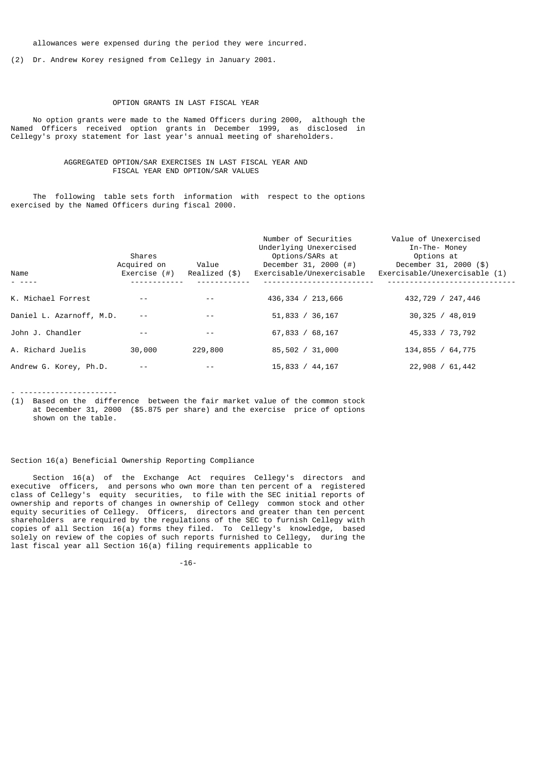allowances were expensed during the period they were incurred.

(2) Dr. Andrew Korey resigned from Cellegy in January 2001.

## OPTION GRANTS IN LAST FISCAL YEAR

No option grants were made to the Named Officers during 2000, although the Named Officers received option grants in December 1999, as disclosed in Cellegy's proxy statement for last year's annual meeting of shareholders.

## AGGREGATED OPTION/SAR EXERCISES IN LAST FISCAL YEAR AND FISCAL YEAR END OPTION/SAR VALUES

The following table sets forth information with respect to the options exercised by the Named Officers during fiscal 2000.

| Name | Shares Acquired on Exercise (#) | Value Realized ($) | Number of Securities Underlying Unexercised Options/SARs at December 31, 2000 (#) Exercisable/Unexercisable | Value of Unexercised In-The- Money Options at December 31, 2000 ($) Exercisable/Unexercisable (1) |
|---|---|---|---|---|
| K. Michael Forrest | -- | -- | 436,334 / 213,666 | 432,729 / 247,446 |
| Daniel L. Azarnoff, M.D. | -- | -- | 51,833 / 36,167 | 30,325 / 48,019 |
| John J. Chandler | -- | -- | 67,833 / 68,167 | 45,333 / 73,792 |
| A. Richard Juelis | 30,000 | 229,800 | 85,502 / 31,000 | 134,855 / 64,775 |
| Andrew G. Korey, Ph.D. | -- | -- | 15,833 / 44,167 | 22,908 / 61,442 |

(1) Based on the difference between the fair market value of the common stock at December 31, 2000 ($5.875 per share) and the exercise price of options shown on the table.

### Section 16(a) Beneficial Ownership Reporting Compliance

Section 16(a) of the Exchange Act requires Cellegy's directors and executive officers, and persons who own more than ten percent of a registered class of Cellegy's equity securities, to file with the SEC initial reports of ownership and reports of changes in ownership of Cellegy common stock and other equity securities of Cellegy. Officers, directors and greater than ten percent shareholders are required by the regulations of the SEC to furnish Cellegy with copies of all Section 16(a) forms they filed. To Cellegy's knowledge, based solely on review of the copies of such reports furnished to Cellegy, during the last fiscal year all Section 16(a) filing requirements applicable to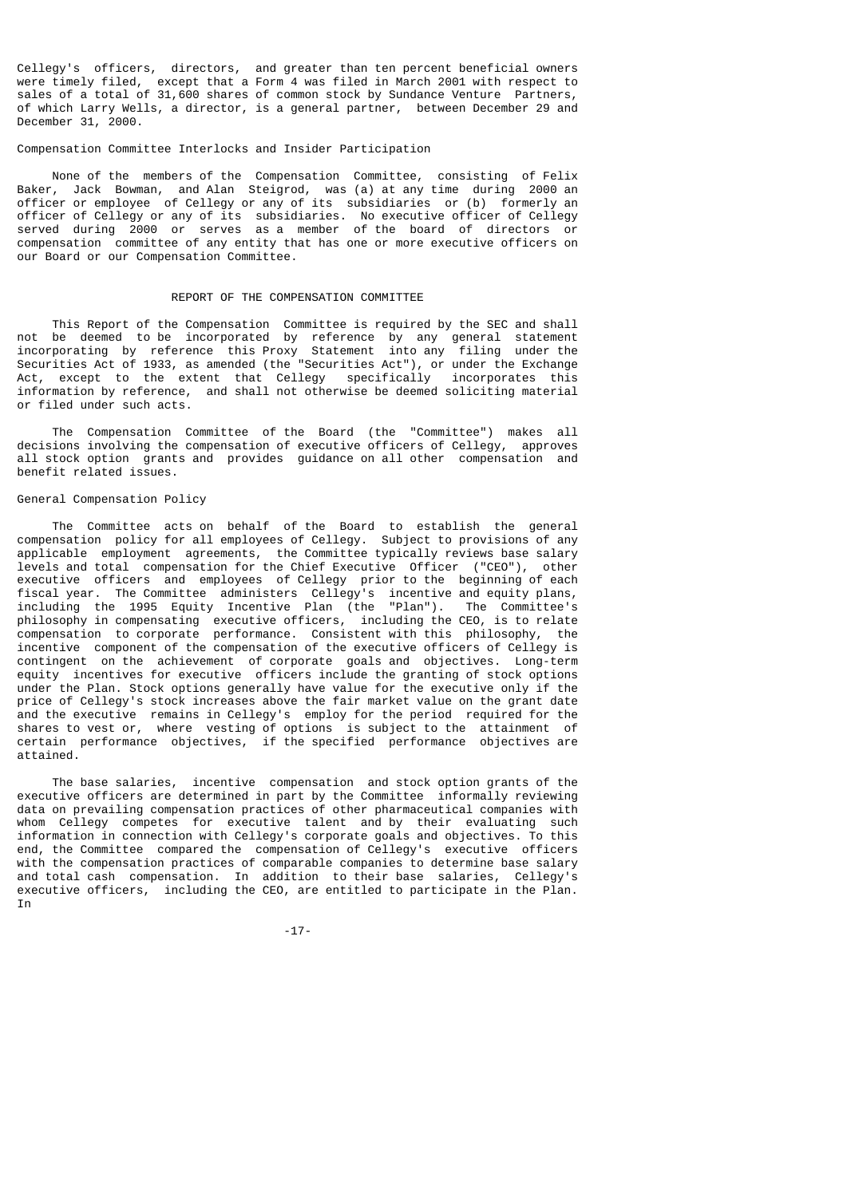Cellegy's officers, directors, and greater than ten percent beneficial owners were timely filed, except that a Form 4 was filed in March 2001 with respect to sales of a total of 31,600 shares of common stock by Sundance Venture Partners, of which Larry Wells, a director, is a general partner, between December 29 and December 31, 2000.

### Compensation Committee Interlocks and Insider Participation

None of the members of the Compensation Committee, consisting of Felix Baker, Jack Bowman, and Alan Steigrod, was (a) at any time during 2000 an officer or employee of Cellegy or any of its subsidiaries or (b) formerly an officer of Cellegy or any of its subsidiaries. No executive officer of Cellegy served during 2000 or serves as a member of the board of directors or compensation committee of any entity that has one or more executive officers on our Board or our Compensation Committee.

## REPORT OF THE COMPENSATION COMMITTEE

This Report of the Compensation Committee is required by the SEC and shall not be deemed to be incorporated by reference by any general statement incorporating by reference this Proxy Statement into any filing under the Securities Act of 1933, as amended (the "Securities Act"), or under the Exchange Act, except to the extent that Cellegy specifically incorporates this information by reference, and shall not otherwise be deemed soliciting material or filed under such acts.

The Compensation Committee of the Board (the "Committee") makes all decisions involving the compensation of executive officers of Cellegy, approves all stock option grants and provides guidance on all other compensation and benefit related issues.

### General Compensation Policy

The Committee acts on behalf of the Board to establish the general compensation policy for all employees of Cellegy. Subject to provisions of any applicable employment agreements, the Committee typically reviews base salary levels and total compensation for the Chief Executive Officer ("CEO"), other executive officers and employees of Cellegy prior to the beginning of each fiscal year. The Committee administers Cellegy's incentive and equity plans, including the 1995 Equity Incentive Plan (the "Plan"). The Committee's philosophy in compensating executive officers, including the CEO, is to relate compensation to corporate performance. Consistent with this philosophy, the incentive component of the compensation of the executive officers of Cellegy is contingent on the achievement of corporate goals and objectives. Long-term equity incentives for executive officers include the granting of stock options under the Plan. Stock options generally have value for the executive only if the price of Cellegy's stock increases above the fair market value on the grant date and the executive remains in Cellegy's employ for the period required for the shares to vest or, where vesting of options is subject to the attainment of certain performance objectives, if the specified performance objectives are attained.

The base salaries, incentive compensation and stock option grants of the executive officers are determined in part by the Committee informally reviewing data on prevailing compensation practices of other pharmaceutical companies with whom Cellegy competes for executive talent and by their evaluating such information in connection with Cellegy's corporate goals and objectives. To this end, the Committee compared the compensation of Cellegy's executive officers with the compensation practices of comparable companies to determine base salary and total cash compensation. In addition to their base salaries, Cellegy's executive officers, including the CEO, are entitled to participate in the Plan. In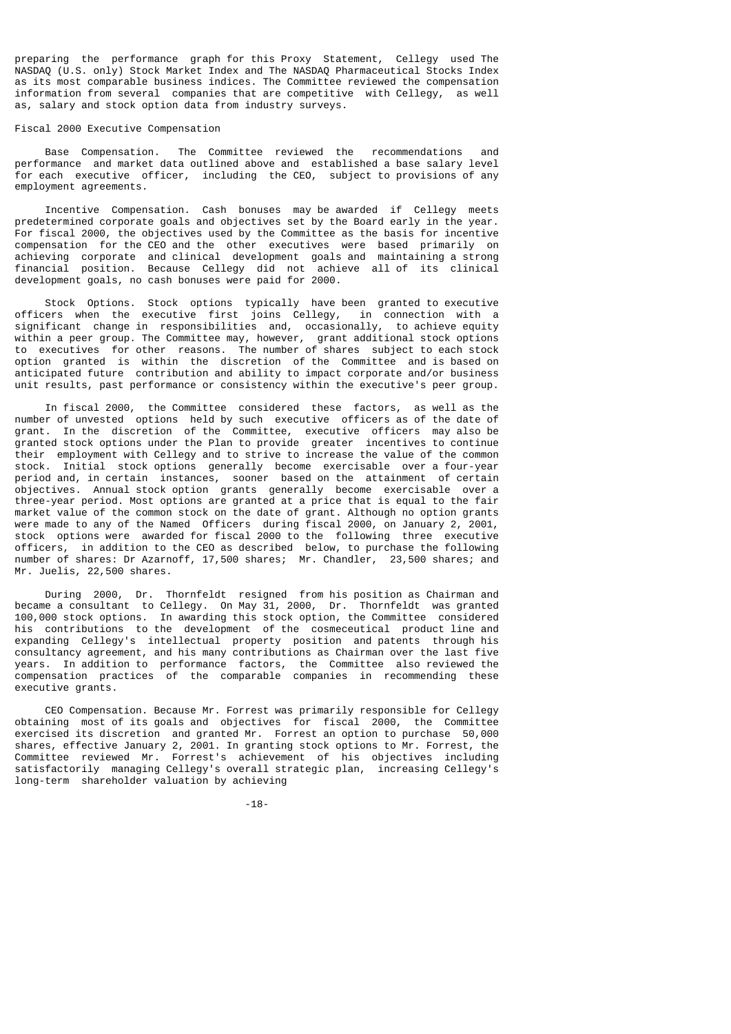preparing the performance graph for this Proxy Statement, Cellegy used The NASDAQ (U.S. only) Stock Market Index and The NASDAQ Pharmaceutical Stocks Index as its most comparable business indices. The Committee reviewed the compensation information from several companies that are competitive with Cellegy, as well as, salary and stock option data from industry surveys.

### Fiscal 2000 Executive Compensation

Base Compensation. The Committee reviewed the recommendations and performance and market data outlined above and established a base salary level for each executive officer, including the CEO, subject to provisions of any employment agreements.

Incentive Compensation. Cash bonuses may be awarded if Cellegy meets predetermined corporate goals and objectives set by the Board early in the year. For fiscal 2000, the objectives used by the Committee as the basis for incentive compensation for the CEO and the other executives were based primarily on achieving corporate and clinical development goals and maintaining a strong financial position. Because Cellegy did not achieve all of its clinical development goals, no cash bonuses were paid for 2000.

Stock Options. Stock options typically have been granted to executive officers when the executive first joins Cellegy, in connection with a significant change in responsibilities and, occasionally, to achieve equity within a peer group. The Committee may, however, grant additional stock options to executives for other reasons. The number of shares subject to each stock option granted is within the discretion of the Committee and is based on anticipated future contribution and ability to impact corporate and/or business unit results, past performance or consistency within the executive's peer group.

In fiscal 2000, the Committee considered these factors, as well as the number of unvested options held by such executive officers as of the date of grant. In the discretion of the Committee, executive officers may also be granted stock options under the Plan to provide greater incentives to continue their employment with Cellegy and to strive to increase the value of the common stock. Initial stock options generally become exercisable over a four-year period and, in certain instances, sooner based on the attainment of certain objectives. Annual stock option grants generally become exercisable over a three-year period. Most options are granted at a price that is equal to the fair market value of the common stock on the date of grant. Although no option grants were made to any of the Named Officers during fiscal 2000, on January 2, 2001, stock options were awarded for fiscal 2000 to the following three executive officers, in addition to the CEO as described below, to purchase the following number of shares: Dr Azarnoff, 17,500 shares; Mr. Chandler, 23,500 shares; and Mr. Juelis, 22,500 shares.

During 2000, Dr. Thornfeldt resigned from his position as Chairman and became a consultant to Cellegy. On May 31, 2000, Dr. Thornfeldt was granted 100,000 stock options. In awarding this stock option, the Committee considered his contributions to the development of the cosmeceutical product line and expanding Cellegy's intellectual property position and patents through his consultancy agreement, and his many contributions as Chairman over the last five years. In addition to performance factors, the Committee also reviewed the compensation practices of the comparable companies in recommending these executive grants.

CEO Compensation. Because Mr. Forrest was primarily responsible for Cellegy obtaining most of its goals and objectives for fiscal 2000, the Committee exercised its discretion and granted Mr. Forrest an option to purchase 50,000 shares, effective January 2, 2001. In granting stock options to Mr. Forrest, the Committee reviewed Mr. Forrest's achievement of his objectives including satisfactorily managing Cellegy's overall strategic plan, increasing Cellegy's long-term shareholder valuation by achieving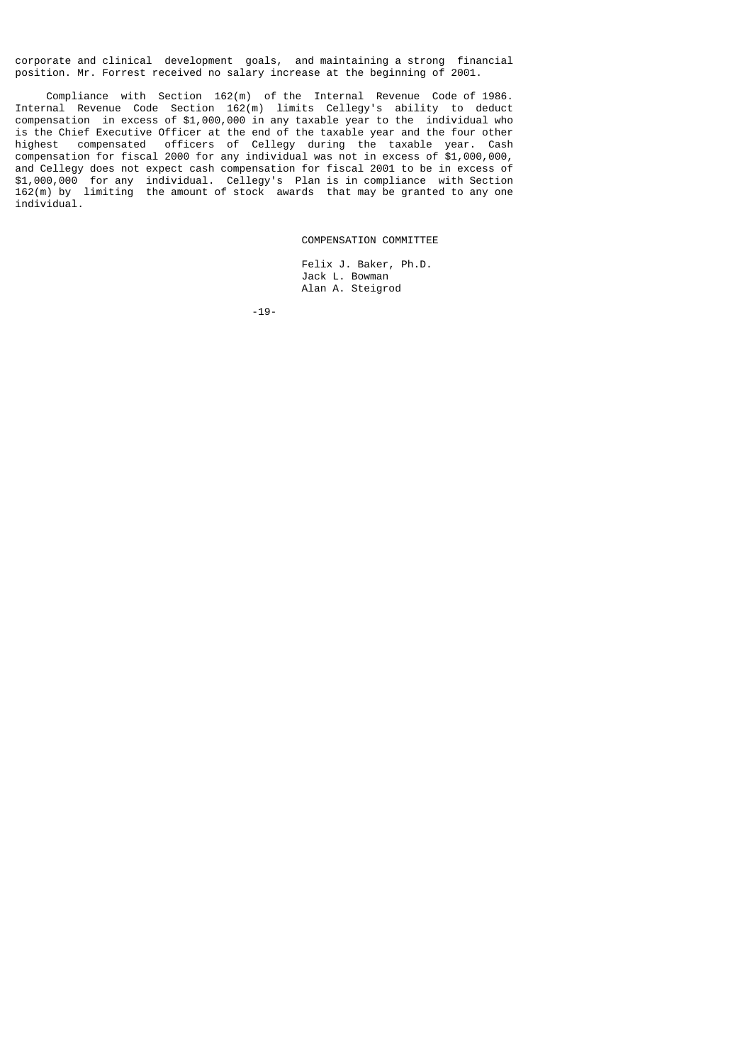corporate and clinical development goals, and maintaining a strong financial position. Mr. Forrest received no salary increase at the beginning of 2001.

Compliance with Section 162(m) of the Internal Revenue Code of 1986. Internal Revenue Code Section 162(m) limits Cellegy's ability to deduct compensation in excess of $1,000,000 in any taxable year to the individual who is the Chief Executive Officer at the end of the taxable year and the four other highest compensated officers of Cellegy during the taxable year. Cash compensation for fiscal 2000 for any individual was not in excess of $1,000,000, and Cellegy does not expect cash compensation for fiscal 2001 to be in excess of $1,000,000 for any individual. Cellegy's Plan is in compliance with Section 162(m) by limiting the amount of stock awards that may be granted to any one individual.

COMPENSATION COMMITTEE

Felix J. Baker, Ph.D.
Jack L. Bowman
Alan A. Steigrod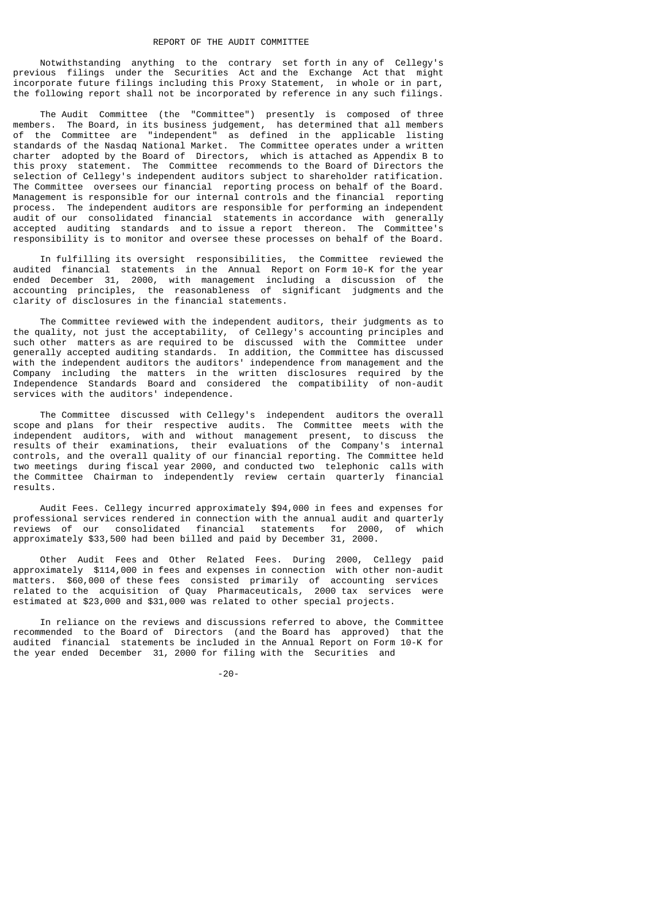## REPORT OF THE AUDIT COMMITTEE

Notwithstanding anything to the contrary set forth in any of Cellegy's previous filings under the Securities Act and the Exchange Act that might incorporate future filings including this Proxy Statement, in whole or in part, the following report shall not be incorporated by reference in any such filings.

The Audit Committee (the "Committee") presently is composed of three members. The Board, in its business judgement, has determined that all members of the Committee are "independent" as defined in the applicable listing standards of the Nasdaq National Market. The Committee operates under a written charter adopted by the Board of Directors, which is attached as Appendix B to this proxy statement. The Committee recommends to the Board of Directors the selection of Cellegy's independent auditors subject to shareholder ratification. The Committee oversees our financial reporting process on behalf of the Board. Management is responsible for our internal controls and the financial reporting process. The independent auditors are responsible for performing an independent audit of our consolidated financial statements in accordance with generally accepted auditing standards and to issue a report thereon. The Committee's responsibility is to monitor and oversee these processes on behalf of the Board.

In fulfilling its oversight responsibilities, the Committee reviewed the audited financial statements in the Annual Report on Form 10-K for the year ended December 31, 2000, with management including a discussion of the accounting principles, the reasonableness of significant judgments and the clarity of disclosures in the financial statements.

The Committee reviewed with the independent auditors, their judgments as to the quality, not just the acceptability, of Cellegy's accounting principles and such other matters as are required to be discussed with the Committee under generally accepted auditing standards. In addition, the Committee has discussed with the independent auditors the auditors' independence from management and the Company including the matters in the written disclosures required by the Independence Standards Board and considered the compatibility of non-audit services with the auditors' independence.

The Committee discussed with Cellegy's independent auditors the overall scope and plans for their respective audits. The Committee meets with the independent auditors, with and without management present, to discuss the results of their examinations, their evaluations of the Company's internal controls, and the overall quality of our financial reporting. The Committee held two meetings during fiscal year 2000, and conducted two telephonic calls with the Committee Chairman to independently review certain quarterly financial results.

Audit Fees. Cellegy incurred approximately $94,000 in fees and expenses for professional services rendered in connection with the annual audit and quarterly reviews of our consolidated financial statements for 2000, of which approximately $33,500 had been billed and paid by December 31, 2000.

Other Audit Fees and Other Related Fees. During 2000, Cellegy paid approximately $114,000 in fees and expenses in connection with other non-audit matters. $60,000 of these fees consisted primarily of accounting services related to the acquisition of Quay Pharmaceuticals, 2000 tax services were estimated at $23,000 and $31,000 was related to other special projects.

In reliance on the reviews and discussions referred to above, the Committee recommended to the Board of Directors (and the Board has approved) that the audited financial statements be included in the Annual Report on Form 10-K for the year ended December 31, 2000 for filing with the Securities and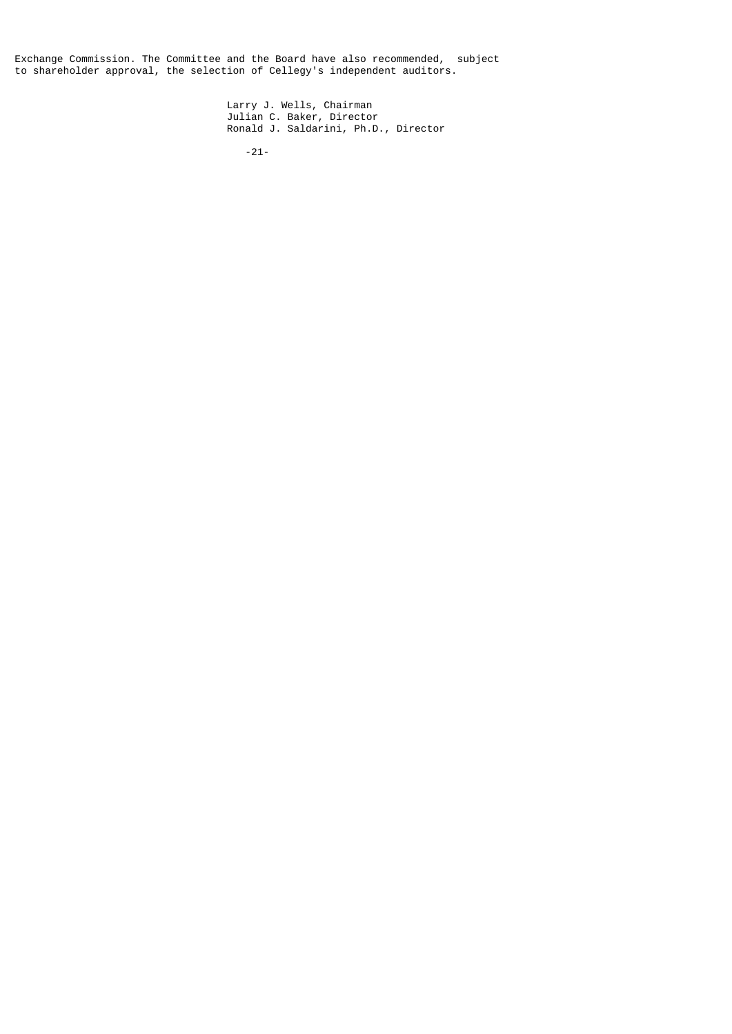Exchange Commission. The Committee and the Board have also recommended, subject to shareholder approval, the selection of Cellegy's independent auditors.

Larry J. Wells, Chairman
Julian C. Baker, Director
Ronald J. Saldarini, Ph.D., Director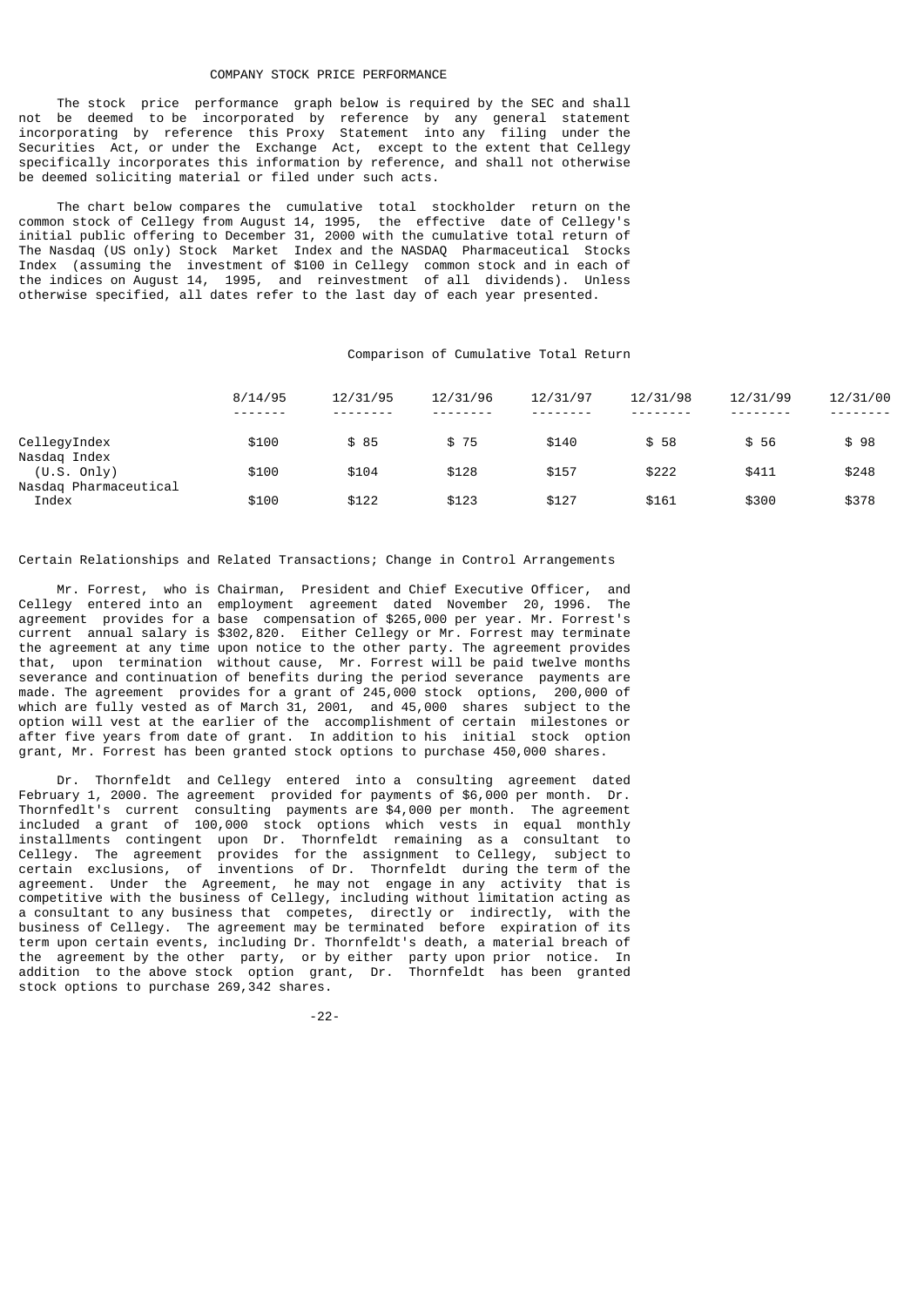## COMPANY STOCK PRICE PERFORMANCE

The stock price performance graph below is required by the SEC and shall not be deemed to be incorporated by reference by any general statement incorporating by reference this Proxy Statement into any filing under the Securities Act, or under the Exchange Act, except to the extent that Cellegy specifically incorporates this information by reference, and shall not otherwise be deemed soliciting material or filed under such acts.

The chart below compares the cumulative total stockholder return on the common stock of Cellegy from August 14, 1995, the effective date of Cellegy's initial public offering to December 31, 2000 with the cumulative total return of The Nasdaq (US only) Stock Market Index and the NASDAQ Pharmaceutical Stocks Index (assuming the investment of $100 in Cellegy common stock and in each of the indices on August 14, 1995, and reinvestment of all dividends). Unless otherwise specified, all dates refer to the last day of each year presented.

Comparison of Cumulative Total Return

| | 8/14/95 | 12/31/95 | 12/31/96 | 12/31/97 | 12/31/98 | 12/31/99 | 12/31/00 |
|---|---|---|---|---|---|---|---|
| CellegyIndex | $100 | $ 85 | $ 75 | $140 | $ 58 | $ 56 | $ 98 |
| Nasdaq Index (U.S. Only) | $100 | $104 | $128 | $157 | $222 | $411 | $248 |
| Nasdaq Pharmaceutical Index | $100 | $122 | $123 | $127 | $161 | $300 | $378 |

Certain Relationships and Related Transactions; Change in Control Arrangements

Mr. Forrest, who is Chairman, President and Chief Executive Officer, and Cellegy entered into an employment agreement dated November 20, 1996. The agreement provides for a base compensation of $265,000 per year. Mr. Forrest's current annual salary is $302,820. Either Cellegy or Mr. Forrest may terminate the agreement at any time upon notice to the other party. The agreement provides that, upon termination without cause, Mr. Forrest will be paid twelve months severance and continuation of benefits during the period severance payments are made. The agreement provides for a grant of 245,000 stock options, 200,000 of which are fully vested as of March 31, 2001, and 45,000 shares subject to the option will vest at the earlier of the accomplishment of certain milestones or after five years from date of grant. In addition to his initial stock option grant, Mr. Forrest has been granted stock options to purchase 450,000 shares.

Dr. Thornfeldt and Cellegy entered into a consulting agreement dated February 1, 2000. The agreement provided for payments of $6,000 per month. Dr. Thornfedlt's current consulting payments are $4,000 per month. The agreement included a grant of 100,000 stock options which vests in equal monthly installments contingent upon Dr. Thornfeldt remaining as a consultant to Cellegy. The agreement provides for the assignment to Cellegy, subject to certain exclusions, of inventions of Dr. Thornfeldt during the term of the agreement. Under the Agreement, he may not engage in any activity that is competitive with the business of Cellegy, including without limitation acting as a consultant to any business that competes, directly or indirectly, with the business of Cellegy. The agreement may be terminated before expiration of its term upon certain events, including Dr. Thornfeldt's death, a material breach of the agreement by the other party, or by either party upon prior notice. In addition to the above stock option grant, Dr. Thornfeldt has been granted stock options to purchase 269,342 shares.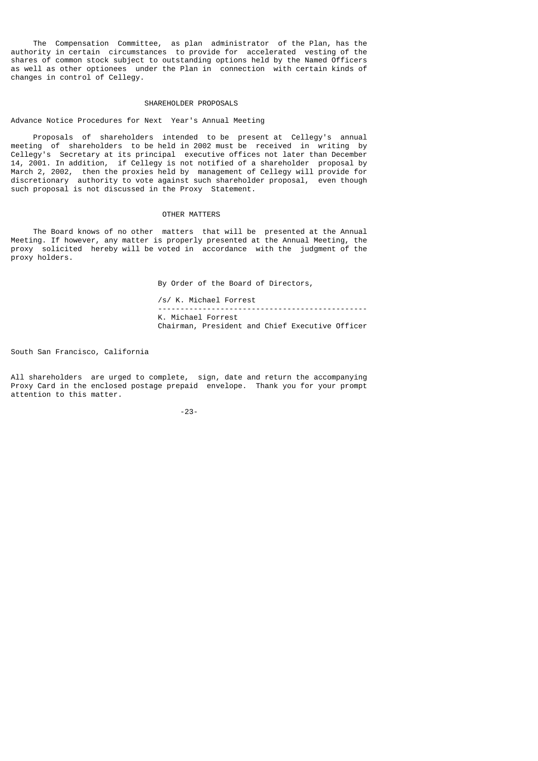The Compensation Committee, as plan administrator of the Plan, has the authority in certain circumstances to provide for accelerated vesting of the shares of common stock subject to outstanding options held by the Named Officers as well as other optionees under the Plan in connection with certain kinds of changes in control of Cellegy.

## SHAREHOLDER PROPOSALS

Advance Notice Procedures for Next Year's Annual Meeting

Proposals of shareholders intended to be present at Cellegy's annual meeting of shareholders to be held in 2002 must be received in writing by Cellegy's Secretary at its principal executive offices not later than December 14, 2001. In addition, if Cellegy is not notified of a shareholder proposal by March 2, 2002, then the proxies held by management of Cellegy will provide for discretionary authority to vote against such shareholder proposal, even though such proposal is not discussed in the Proxy Statement.

## OTHER MATTERS

The Board knows of no other matters that will be presented at the Annual Meeting. If however, any matter is properly presented at the Annual Meeting, the proxy solicited hereby will be voted in accordance with the judgment of the proxy holders.

By Order of the Board of Directors,

/s/ K. Michael Forrest

K. Michael Forrest
Chairman, President and Chief Executive Officer

South San Francisco, California

All shareholders are urged to complete, sign, date and return the accompanying Proxy Card in the enclosed postage prepaid envelope. Thank you for your prompt attention to this matter.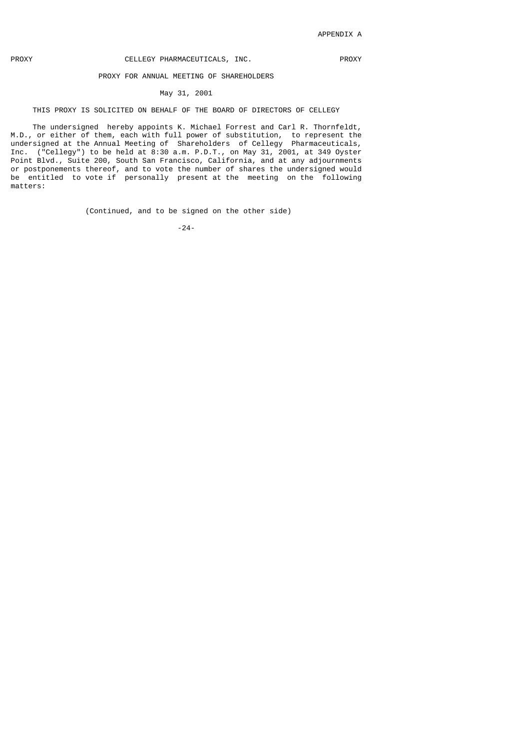APPENDIX A

PROXY CELLEGY PHARMACEUTICALS, INC. PROXY

## PROXY FOR ANNUAL MEETING OF SHAREHOLDERS

May 31, 2001

THIS PROXY IS SOLICITED ON BEHALF OF THE BOARD OF DIRECTORS OF CELLEGY

The undersigned hereby appoints K. Michael Forrest and Carl R. Thornfeldt, M.D., or either of them, each with full power of substitution, to represent the undersigned at the Annual Meeting of Shareholders of Cellegy Pharmaceuticals, Inc. ("Cellegy") to be held at 8:30 a.m. P.D.T., on May 31, 2001, at 349 Oyster Point Blvd., Suite 200, South San Francisco, California, and at any adjournments or postponements thereof, and to vote the number of shares the undersigned would be entitled to vote if personally present at the meeting on the following matters:

(Continued, and to be signed on the other side)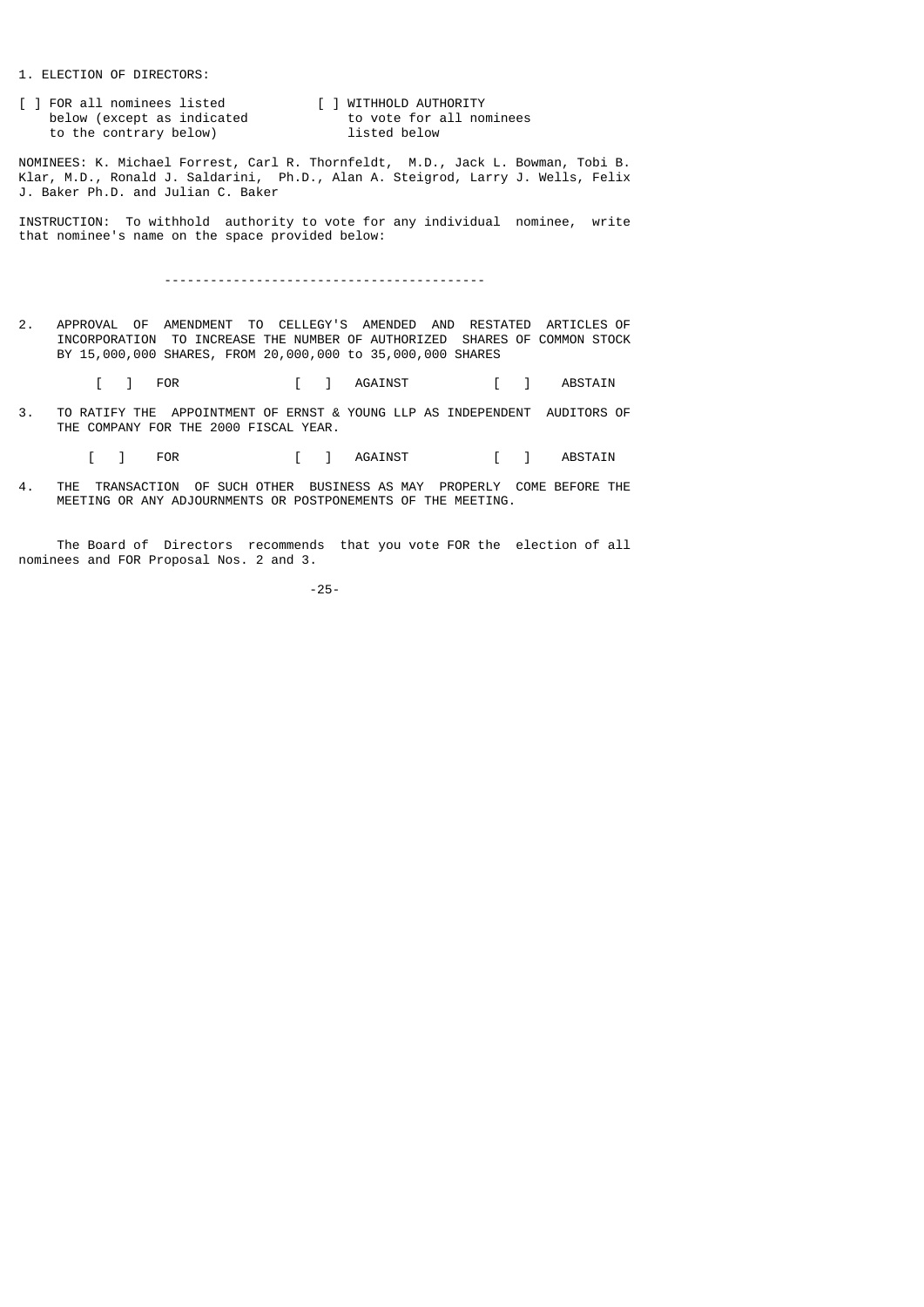1. ELECTION OF DIRECTORS:

[ ] FOR all nominees listed below (except as indicated to the contrary below)

[ ] WITHHOLD AUTHORITY to vote for all nominees listed below

NOMINEES: K. Michael Forrest, Carl R. Thornfeldt, M.D., Jack L. Bowman, Tobi B. Klar, M.D., Ronald J. Saldarini, Ph.D., Alan A. Steigrod, Larry J. Wells, Felix J. Baker Ph.D. and Julian C. Baker

INSTRUCTION: To withhold authority to vote for any individual nominee, write that nominee's name on the space provided below:

-----------------------------------------

2. APPROVAL OF AMENDMENT TO CELLEGY'S AMENDED AND RESTATED ARTICLES OF INCORPORATION TO INCREASE THE NUMBER OF AUTHORIZED SHARES OF COMMON STOCK BY 15,000,000 SHARES, FROM 20,000,000 to 35,000,000 SHARES

   [ ] FOR   [ ] AGAINST   [ ] ABSTAIN

3. TO RATIFY THE APPOINTMENT OF ERNST & YOUNG LLP AS INDEPENDENT AUDITORS OF THE COMPANY FOR THE 2000 FISCAL YEAR.

   [ ] FOR   [ ] AGAINST   [ ] ABSTAIN

4. THE TRANSACTION OF SUCH OTHER BUSINESS AS MAY PROPERLY COME BEFORE THE MEETING OR ANY ADJOURNMENTS OR POSTPONEMENTS OF THE MEETING.

The Board of Directors recommends that you vote FOR the election of all nominees and FOR Proposal Nos. 2 and 3.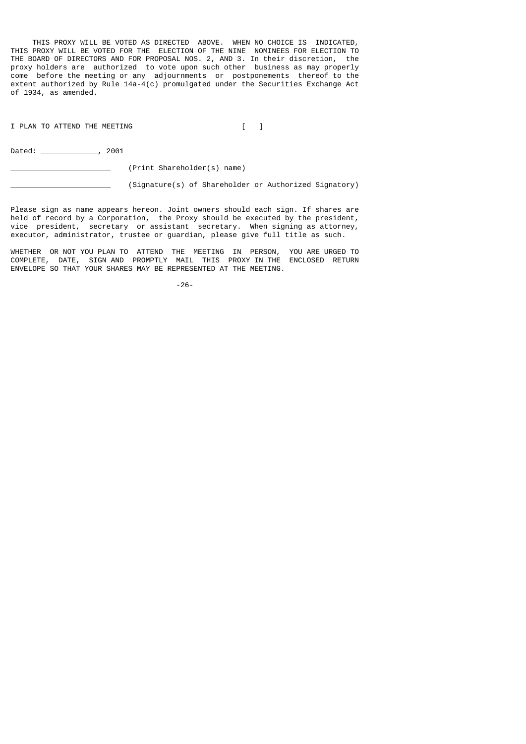THIS PROXY WILL BE VOTED AS DIRECTED ABOVE. WHEN NO CHOICE IS INDICATED, THIS PROXY WILL BE VOTED FOR THE ELECTION OF THE NINE NOMINEES FOR ELECTION TO THE BOARD OF DIRECTORS AND FOR PROPOSAL NOS. 2, AND 3. In their discretion, the proxy holders are authorized to vote upon such other business as may properly come before the meeting or any adjournments or postponements thereof to the extent authorized by Rule 14a-4(c) promulgated under the Securities Exchange Act of 1934, as amended.

I PLAN TO ATTEND THE MEETING [ ]

Dated: _____________, 2001

_______________________ (Print Shareholder(s) name)

_______________________ (Signature(s) of Shareholder or Authorized Signatory)

Please sign as name appears hereon. Joint owners should each sign. If shares are held of record by a Corporation, the Proxy should be executed by the president, vice president, secretary or assistant secretary. When signing as attorney, executor, administrator, trustee or guardian, please give full title as such.

WHETHER OR NOT YOU PLAN TO ATTEND THE MEETING IN PERSON, YOU ARE URGED TO COMPLETE, DATE, SIGN AND PROMPTLY MAIL THIS PROXY IN THE ENCLOSED RETURN ENVELOPE SO THAT YOUR SHARES MAY BE REPRESENTED AT THE MEETING.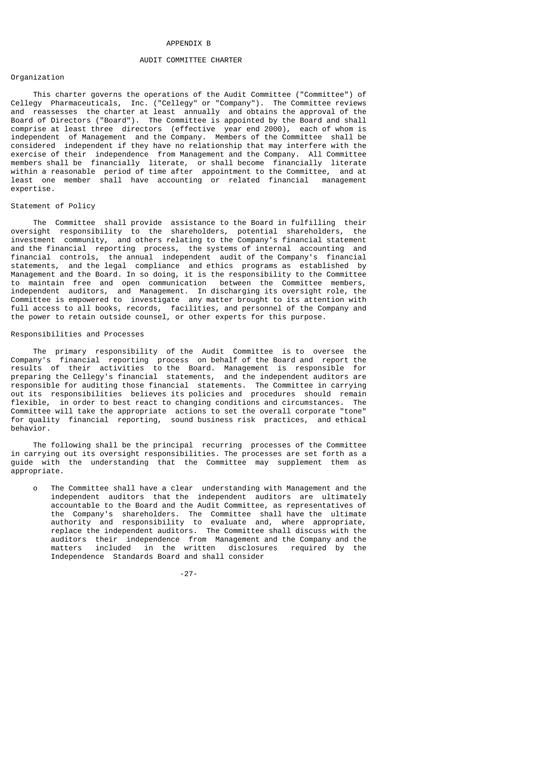# APPENDIX B

## AUDIT COMMITTEE CHARTER

### Organization

This charter governs the operations of the Audit Committee ("Committee") of Cellegy Pharmaceuticals, Inc. ("Cellegy" or "Company"). The Committee reviews and reassesses the charter at least annually and obtains the approval of the Board of Directors ("Board"). The Committee is appointed by the Board and shall comprise at least three directors (effective year end 2000), each of whom is independent of Management and the Company. Members of the Committee shall be considered independent if they have no relationship that may interfere with the exercise of their independence from Management and the Company. All Committee members shall be financially literate, or shall become financially literate within a reasonable period of time after appointment to the Committee, and at least one member shall have accounting or related financial management expertise.

### Statement of Policy

The Committee shall provide assistance to the Board in fulfilling their oversight responsibility to the shareholders, potential shareholders, the investment community, and others relating to the Company's financial statement and the financial reporting process, the systems of internal accounting and financial controls, the annual independent audit of the Company's financial statements, and the legal compliance and ethics programs as established by Management and the Board. In so doing, it is the responsibility to the Committee to maintain free and open communication between the Committee members, independent auditors, and Management. In discharging its oversight role, the Committee is empowered to investigate any matter brought to its attention with full access to all books, records, facilities, and personnel of the Company and the power to retain outside counsel, or other experts for this purpose.

### Responsibilities and Processes

The primary responsibility of the Audit Committee is to oversee the Company's financial reporting process on behalf of the Board and report the results of their activities to the Board. Management is responsible for preparing the Cellegy's financial statements, and the independent auditors are responsible for auditing those financial statements. The Committee in carrying out its responsibilities believes its policies and procedures should remain flexible, in order to best react to changing conditions and circumstances. The Committee will take the appropriate actions to set the overall corporate "tone" for quality financial reporting, sound business risk practices, and ethical behavior.

The following shall be the principal recurring processes of the Committee in carrying out its oversight responsibilities. The processes are set forth as a guide with the understanding that the Committee may supplement them as appropriate.

- The Committee shall have a clear understanding with Management and the independent auditors that the independent auditors are ultimately accountable to the Board and the Audit Committee, as representatives of the Company's shareholders. The Committee shall have the ultimate authority and responsibility to evaluate and, where appropriate, replace the independent auditors. The Committee shall discuss with the auditors their independence from Management and the Company and the matters included in the written disclosures required by the Independence Standards Board and shall consider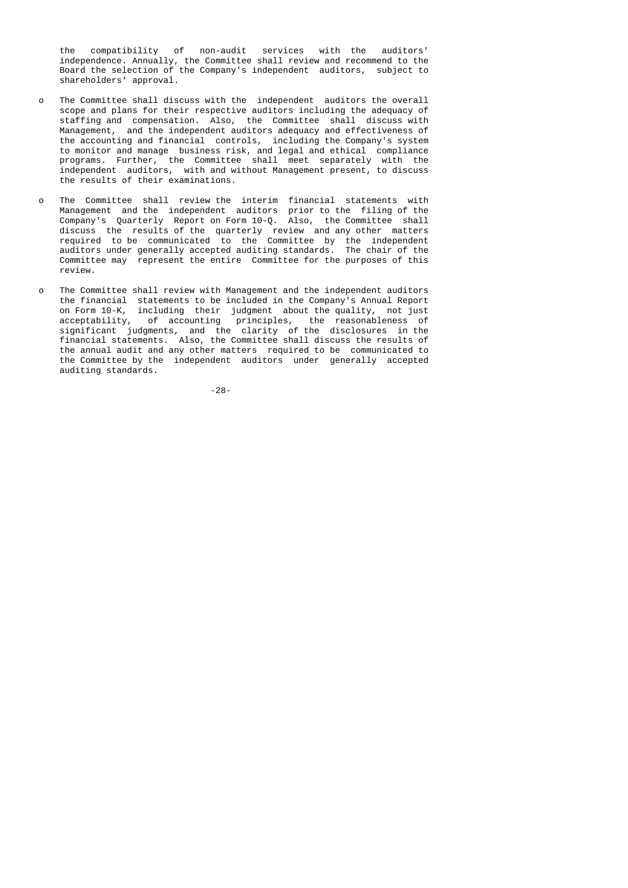the compatibility of non-audit services with the auditors' independence. Annually, the Committee shall review and recommend to the Board the selection of the Company's independent auditors, subject to shareholders' approval.

- The Committee shall discuss with the independent auditors the overall scope and plans for their respective auditors including the adequacy of staffing and compensation. Also, the Committee shall discuss with Management, and the independent auditors adequacy and effectiveness of the accounting and financial controls, including the Company's system to monitor and manage business risk, and legal and ethical compliance programs. Further, the Committee shall meet separately with the independent auditors, with and without Management present, to discuss the results of their examinations.

- The Committee shall review the interim financial statements with Management and the independent auditors prior to the filing of the Company's Quarterly Report on Form 10-Q. Also, the Committee shall discuss the results of the quarterly review and any other matters required to be communicated to the Committee by the independent auditors under generally accepted auditing standards. The chair of the Committee may represent the entire Committee for the purposes of this review.

- The Committee shall review with Management and the independent auditors the financial statements to be included in the Company's Annual Report on Form 10-K, including their judgment about the quality, not just acceptability, of accounting principles, the reasonableness of significant judgments, and the clarity of the disclosures in the financial statements. Also, the Committee shall discuss the results of the annual audit and any other matters required to be communicated to the Committee by the independent auditors under generally accepted auditing standards.